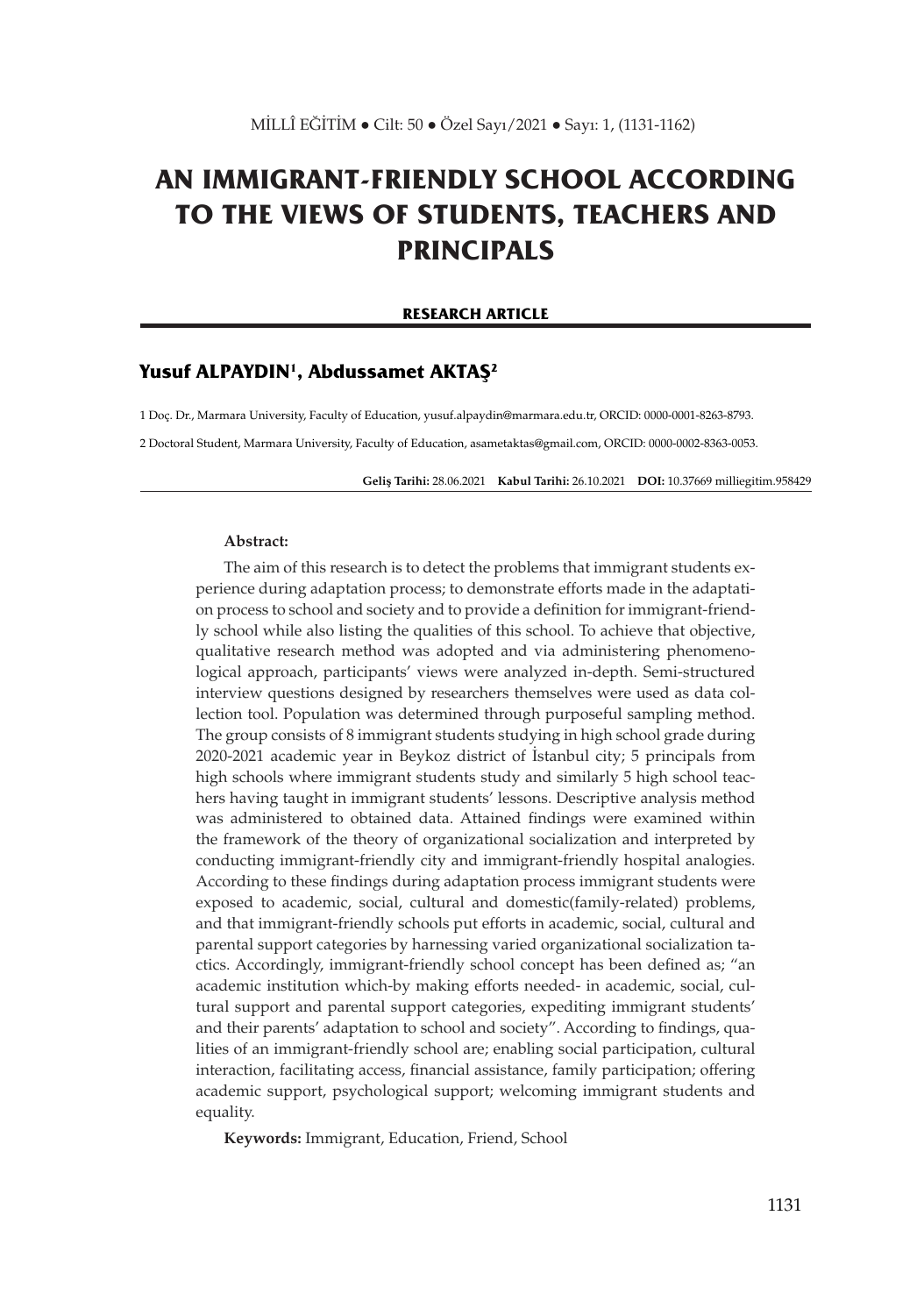# AN IMMIGRANT-FRIENDLY SCHOOL ACCORDING TO THE VIEWS OF STUDENTS, TEACHERS AND PRINCIPALS

**RESEARCH ARTICLE**

## Yusuf ALPAYDIN[1], Abdussamet AKTAŞ[2]

1 Doç. Dr., Marmara University, Faculty of Education, yusuf.alpaydin@marmara.edu.tr, ORCID: 0000-0001-8263-8793.

2 Doctoral Student, Marmara University, Faculty of Education, asametaktas@gmail.com, ORCID: 0000-0002-8363-0053.

**Geliş Tarihi:** 28.06.2021 **Kabul Tarihi:** 26.10.2021 **DOI:** 10.37669 milliegitim.958429

**Abstract:**

The aim of this research is to detect the problems that immigrant students experience during adaptation process; to demonstrate efforts made in the adaptation process to school and society and to provide a definition for immigrant-friendly school while also listing the qualities of this school. To achieve that objective, qualitative research method was adopted and via administering phenomenological approach, participants' views were analyzed in-depth. Semi-structured interview questions designed by researchers themselves were used as data collection tool. Population was determined through purposeful sampling method. The group consists of 8 immigrant students studying in high school grade during 2020-2021 academic year in Beykoz district of İstanbul city; 5 principals from high schools where immigrant students study and similarly 5 high school teachers having taught in immigrant students' lessons. Descriptive analysis method was administered to obtained data. Attained findings were examined within the framework of the theory of organizational socialization and interpreted by conducting immigrant-friendly city and immigrant-friendly hospital analogies. According to these findings during adaptation process immigrant students were exposed to academic, social, cultural and domestic(family-related) problems, and that immigrant-friendly schools put efforts in academic, social, cultural and parental support categories by harnessing varied organizational socialization tactics. Accordingly, immigrant-friendly school concept has been defined as; "an academic institution which-by making efforts needed- in academic, social, cultural support and parental support categories, expediting immigrant students' and their parents' adaptation to school and society". According to findings, qualities of an immigrant-friendly school are; enabling social participation, cultural interaction, facilitating access, financial assistance, family participation; offering academic support, psychological support; welcoming immigrant students and equality.

**Keywords:** Immigrant, Education, Friend, School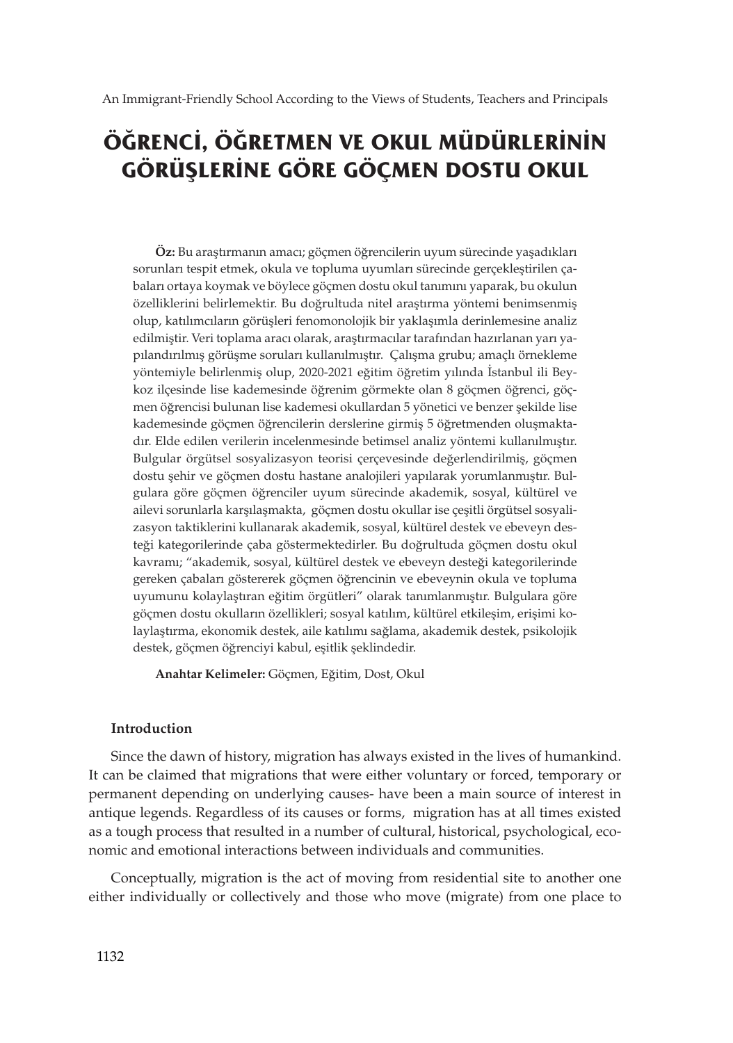# ÖĞRENCİ, ÖĞRETMEN VE OKUL MÜDÜRLERİNİN GÖRÜŞLERİNE GÖRE GÖÇMEN DOSTU OKUL

**Öz:** Bu araştırmanın amacı; göçmen öğrencilerin uyum sürecinde yaşadıkları sorunları tespit etmek, okula ve topluma uyumları sürecinde gerçekleştirilen çabaları ortaya koymak ve böylece göçmen dostu okul tanımını yaparak, bu okulun özelliklerini belirlemektir. Bu doğrultuda nitel araştırma yöntemi benimsenmiş olup, katılımcıların görüşleri fenomonolojik bir yaklaşımla derinlemesine analiz edilmiştir. Veri toplama aracı olarak, araştırmacılar tarafından hazırlanan yarı yapılandırılmış görüşme soruları kullanılmıştır. Çalışma grubu; amaçlı örnekleme yöntemiyle belirlenmiş olup, 2020-2021 eğitim öğretim yılında İstanbul ili Beykoz ilçesinde lise kademesinde öğrenim görmekte olan 8 göçmen öğrenci, göçmen öğrencisi bulunan lise kademesi okullardan 5 yönetici ve benzer şekilde lise kademesinde göçmen öğrencilerin derslerine girmiş 5 öğretmenden oluşmaktadır. Elde edilen verilerin incelenmesinde betimsel analiz yöntemi kullanılmıştır. Bulgular örgütsel sosyalizasyon teorisi çerçevesinde değerlendirilmiş, göçmen dostu şehir ve göçmen dostu hastane analojileri yapılarak yorumlanmıştır. Bulgulara göre göçmen öğrenciler uyum sürecinde akademik, sosyal, kültürel ve ailevi sorunlarla karşılaşmakta, göçmen dostu okullar ise çeşitli örgütsel sosyalizasyon taktiklerini kullanarak akademik, sosyal, kültürel destek ve ebeveyn desteği kategorilerinde çaba göstermektedirler. Bu doğrultuda göçmen dostu okul kavramı; "akademik, sosyal, kültürel destek ve ebeveyn desteği kategorilerinde gereken çabaları göstererek göçmen öğrencinin ve ebeveynin okula ve topluma uyumunu kolaylaştıran eğitim örgütleri" olarak tanımlanmıştır. Bulgulara göre göçmen dostu okulların özellikleri; sosyal katılım, kültürel etkileşim, erişimi kolaylaştırma, ekonomik destek, aile katılımı sağlama, akademik destek, psikolojik destek, göçmen öğrenciyi kabul, eşitlik şeklindedir.

**Anahtar Kelimeler:** Göçmen, Eğitim, Dost, Okul

## Introduction

Since the dawn of history, migration has always existed in the lives of humankind. It can be claimed that migrations that were either voluntary or forced, temporary or permanent depending on underlying causes- have been a main source of interest in antique legends. Regardless of its causes or forms, migration has at all times existed as a tough process that resulted in a number of cultural, historical, psychological, economic and emotional interactions between individuals and communities.

Conceptually, migration is the act of moving from residential site to another one either individually or collectively and those who move (migrate) from one place to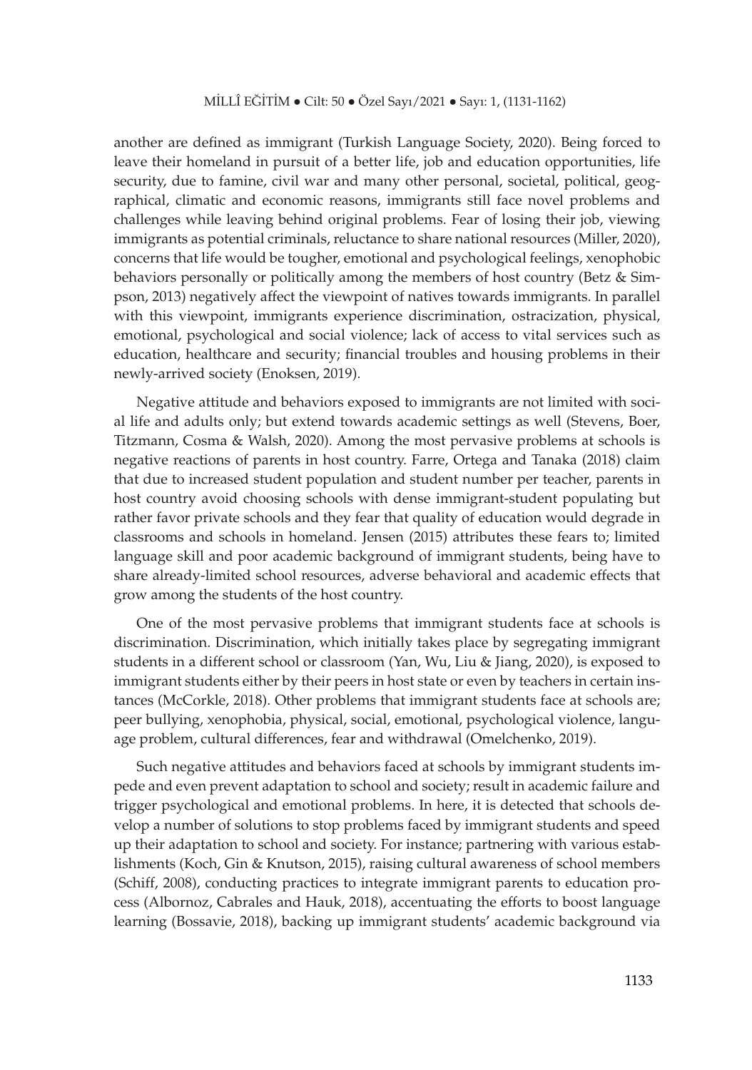another are defined as immigrant (Turkish Language Society, 2020). Being forced to leave their homeland in pursuit of a better life, job and education opportunities, life security, due to famine, civil war and many other personal, societal, political, geographical, climatic and economic reasons, immigrants still face novel problems and challenges while leaving behind original problems. Fear of losing their job, viewing immigrants as potential criminals, reluctance to share national resources (Miller, 2020), concerns that life would be tougher, emotional and psychological feelings, xenophobic behaviors personally or politically among the members of host country (Betz & Simpson, 2013) negatively affect the viewpoint of natives towards immigrants. In parallel with this viewpoint, immigrants experience discrimination, ostracization, physical, emotional, psychological and social violence; lack of access to vital services such as education, healthcare and security; financial troubles and housing problems in their newly-arrived society (Enoksen, 2019).

Negative attitude and behaviors exposed to immigrants are not limited with social life and adults only; but extend towards academic settings as well (Stevens, Boer, Titzmann, Cosma & Walsh, 2020). Among the most pervasive problems at schools is negative reactions of parents in host country. Farre, Ortega and Tanaka (2018) claim that due to increased student population and student number per teacher, parents in host country avoid choosing schools with dense immigrant-student populating but rather favor private schools and they fear that quality of education would degrade in classrooms and schools in homeland. Jensen (2015) attributes these fears to; limited language skill and poor academic background of immigrant students, being have to share already-limited school resources, adverse behavioral and academic effects that grow among the students of the host country.

One of the most pervasive problems that immigrant students face at schools is discrimination. Discrimination, which initially takes place by segregating immigrant students in a different school or classroom (Yan, Wu, Liu & Jiang, 2020), is exposed to immigrant students either by their peers in host state or even by teachers in certain instances (McCorkle, 2018). Other problems that immigrant students face at schools are; peer bullying, xenophobia, physical, social, emotional, psychological violence, language problem, cultural differences, fear and withdrawal (Omelchenko, 2019).

Such negative attitudes and behaviors faced at schools by immigrant students impede and even prevent adaptation to school and society; result in academic failure and trigger psychological and emotional problems. In here, it is detected that schools develop a number of solutions to stop problems faced by immigrant students and speed up their adaptation to school and society. For instance; partnering with various establishments (Koch, Gin & Knutson, 2015), raising cultural awareness of school members (Schiff, 2008), conducting practices to integrate immigrant parents to education process (Albornoz, Cabrales and Hauk, 2018), accentuating the efforts to boost language learning (Bossavie, 2018), backing up immigrant students' academic background via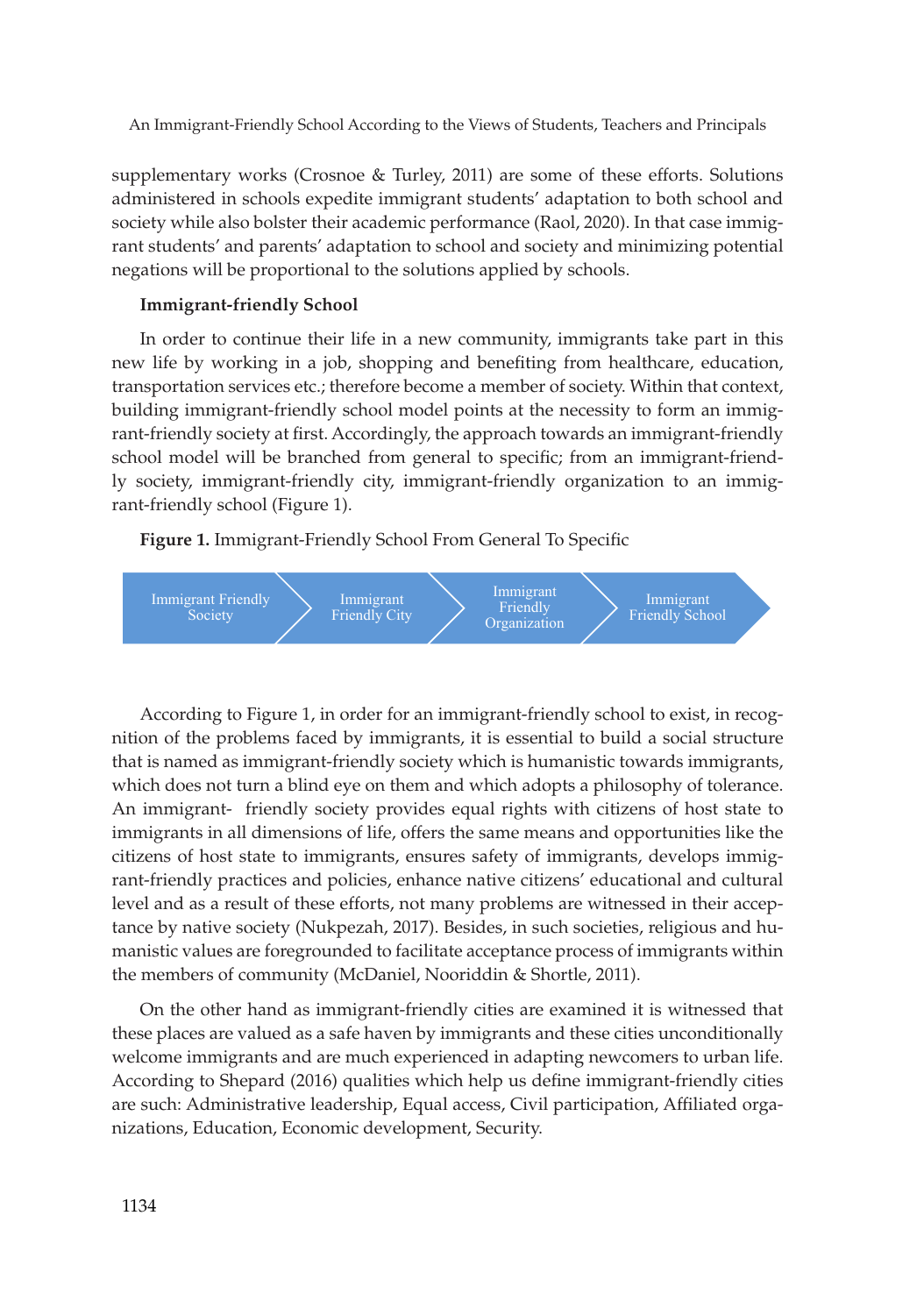supplementary works (Crosnoe & Turley, 2011) are some of these efforts. Solutions administered in schools expedite immigrant students' adaptation to both school and society while also bolster their academic performance (Raol, 2020). In that case immigrant students' and parents' adaptation to school and society and minimizing potential negations will be proportional to the solutions applied by schools.

### Immigrant-friendly School

In order to continue their life in a new community, immigrants take part in this new life by working in a job, shopping and benefiting from healthcare, education, transportation services etc.; therefore become a member of society. Within that context, building immigrant-friendly school model points at the necessity to form an immigrant-friendly society at first. Accordingly, the approach towards an immigrant-friendly school model will be branched from general to specific; from an immigrant-friendly society, immigrant-friendly city, immigrant-friendly organization to an immigrant-friendly school (Figure 1).

**Figure 1.** Immigrant-Friendly School From General To Specific

Immigrant Friendly Society → Immigrant Friendly City → Immigrant Friendly Organization → Immigrant Friendly School

According to Figure 1, in order for an immigrant-friendly school to exist, in recognition of the problems faced by immigrants, it is essential to build a social structure that is named as immigrant-friendly society which is humanistic towards immigrants, which does not turn a blind eye on them and which adopts a philosophy of tolerance. An immigrant- friendly society provides equal rights with citizens of host state to immigrants in all dimensions of life, offers the same means and opportunities like the citizens of host state to immigrants, ensures safety of immigrants, develops immigrant-friendly practices and policies, enhance native citizens' educational and cultural level and as a result of these efforts, not many problems are witnessed in their acceptance by native society (Nukpezah, 2017). Besides, in such societies, religious and humanistic values are foregrounded to facilitate acceptance process of immigrants within the members of community (McDaniel, Nooriddin & Shortle, 2011).

On the other hand as immigrant-friendly cities are examined it is witnessed that these places are valued as a safe haven by immigrants and these cities unconditionally welcome immigrants and are much experienced in adapting newcomers to urban life. According to Shepard (2016) qualities which help us define immigrant-friendly cities are such: Administrative leadership, Equal access, Civil participation, Affiliated organizations, Education, Economic development, Security.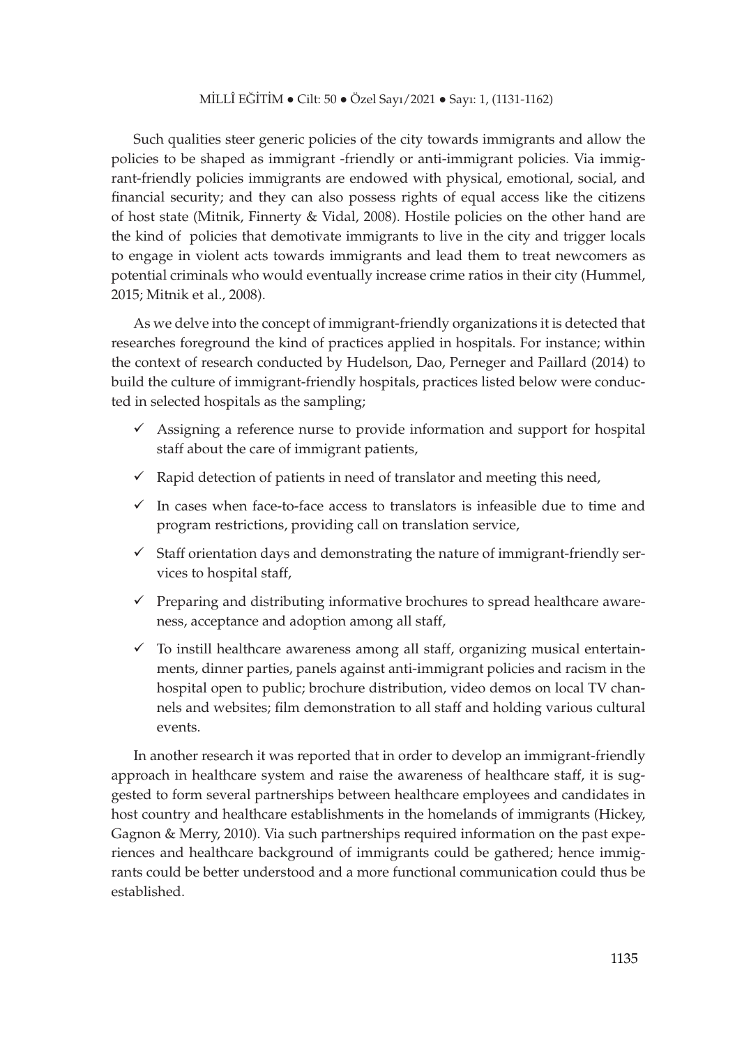Such qualities steer generic policies of the city towards immigrants and allow the policies to be shaped as immigrant -friendly or anti-immigrant policies. Via immigrant-friendly policies immigrants are endowed with physical, emotional, social, and financial security; and they can also possess rights of equal access like the citizens of host state (Mitnik, Finnerty & Vidal, 2008). Hostile policies on the other hand are the kind of policies that demotivate immigrants to live in the city and trigger locals to engage in violent acts towards immigrants and lead them to treat newcomers as potential criminals who would eventually increase crime ratios in their city (Hummel, 2015; Mitnik et al., 2008).

As we delve into the concept of immigrant-friendly organizations it is detected that researches foreground the kind of practices applied in hospitals. For instance; within the context of research conducted by Hudelson, Dao, Perneger and Paillard (2014) to build the culture of immigrant-friendly hospitals, practices listed below were conducted in selected hospitals as the sampling;

- ✓ Assigning a reference nurse to provide information and support for hospital staff about the care of immigrant patients,
- ✓ Rapid detection of patients in need of translator and meeting this need,
- ✓ In cases when face-to-face access to translators is infeasible due to time and program restrictions, providing call on translation service,
- ✓ Staff orientation days and demonstrating the nature of immigrant-friendly services to hospital staff,
- ✓ Preparing and distributing informative brochures to spread healthcare awareness, acceptance and adoption among all staff,
- ✓ To instill healthcare awareness among all staff, organizing musical entertainments, dinner parties, panels against anti-immigrant policies and racism in the hospital open to public; brochure distribution, video demos on local TV channels and websites; film demonstration to all staff and holding various cultural events.

In another research it was reported that in order to develop an immigrant-friendly approach in healthcare system and raise the awareness of healthcare staff, it is suggested to form several partnerships between healthcare employees and candidates in host country and healthcare establishments in the homelands of immigrants (Hickey, Gagnon & Merry, 2010). Via such partnerships required information on the past experiences and healthcare background of immigrants could be gathered; hence immigrants could be better understood and a more functional communication could thus be established.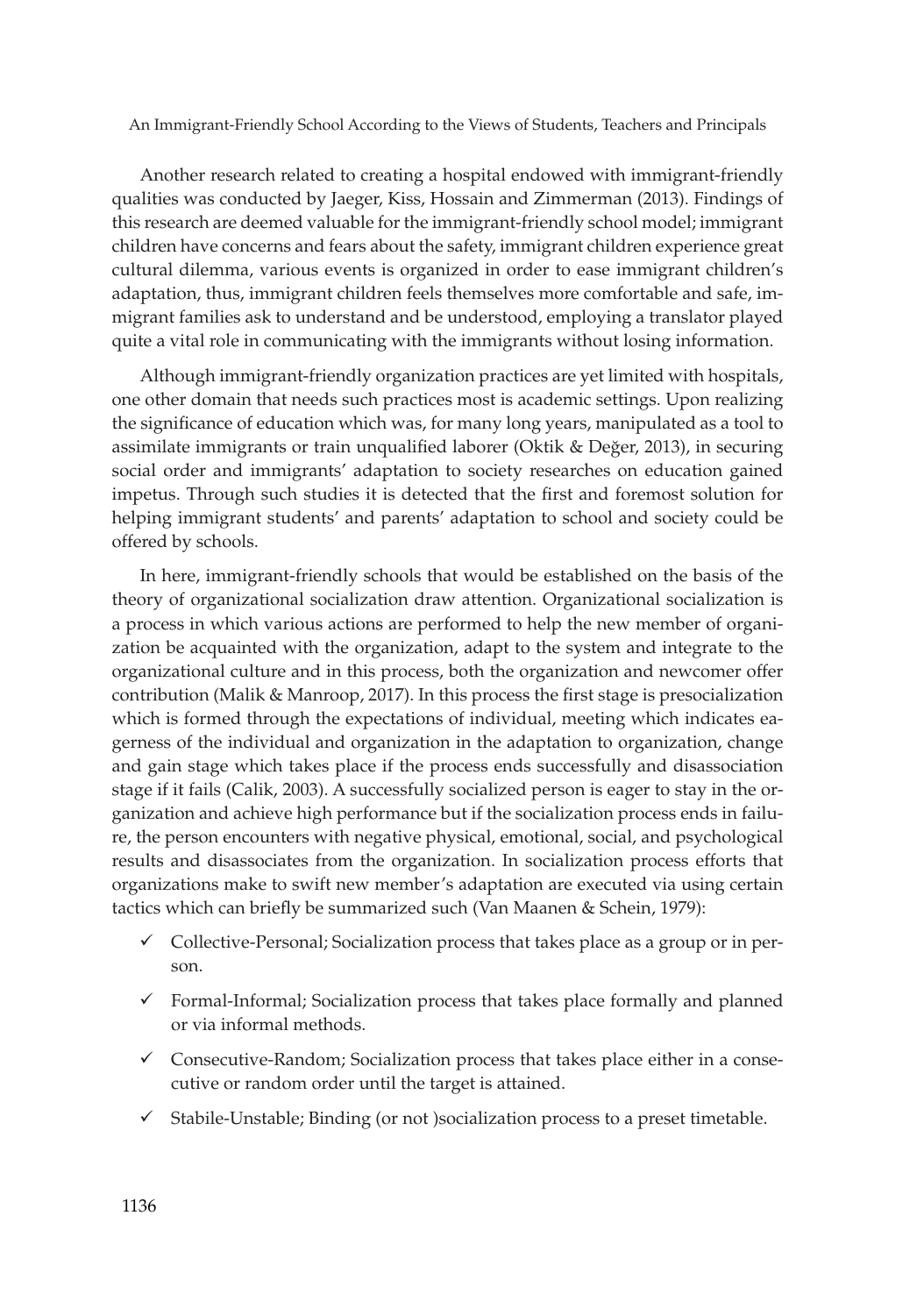Another research related to creating a hospital endowed with immigrant-friendly qualities was conducted by Jaeger, Kiss, Hossain and Zimmerman (2013). Findings of this research are deemed valuable for the immigrant-friendly school model; immigrant children have concerns and fears about the safety, immigrant children experience great cultural dilemma, various events is organized in order to ease immigrant children's adaptation, thus, immigrant children feels themselves more comfortable and safe, immigrant families ask to understand and be understood, employing a translator played quite a vital role in communicating with the immigrants without losing information.

Although immigrant-friendly organization practices are yet limited with hospitals, one other domain that needs such practices most is academic settings. Upon realizing the significance of education which was, for many long years, manipulated as a tool to assimilate immigrants or train unqualified laborer (Oktik & Değer, 2013), in securing social order and immigrants' adaptation to society researches on education gained impetus. Through such studies it is detected that the first and foremost solution for helping immigrant students' and parents' adaptation to school and society could be offered by schools.

In here, immigrant-friendly schools that would be established on the basis of the theory of organizational socialization draw attention. Organizational socialization is a process in which various actions are performed to help the new member of organization be acquainted with the organization, adapt to the system and integrate to the organizational culture and in this process, both the organization and newcomer offer contribution (Malik & Manroop, 2017). In this process the first stage is presocialization which is formed through the expectations of individual, meeting which indicates eagerness of the individual and organization in the adaptation to organization, change and gain stage which takes place if the process ends successfully and disassociation stage if it fails (Calik, 2003). A successfully socialized person is eager to stay in the organization and achieve high performance but if the socialization process ends in failure, the person encounters with negative physical, emotional, social, and psychological results and disassociates from the organization. In socialization process efforts that organizations make to swift new member's adaptation are executed via using certain tactics which can briefly be summarized such (Van Maanen & Schein, 1979):

- ✓ Collective-Personal; Socialization process that takes place as a group or in person.
- ✓ Formal-Informal; Socialization process that takes place formally and planned or via informal methods.
- ✓ Consecutive-Random; Socialization process that takes place either in a consecutive or random order until the target is attained.
- ✓ Stabile-Unstable; Binding (or not )socialization process to a preset timetable.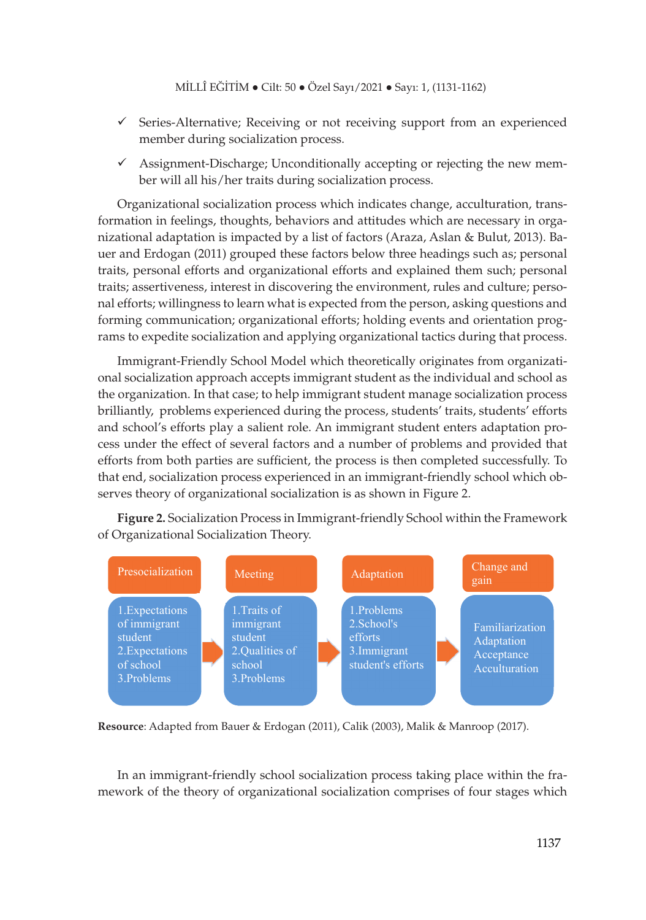- ✓ Series-Alternative; Receiving or not receiving support from an experienced member during socialization process.
- ✓ Assignment-Discharge; Unconditionally accepting or rejecting the new member will all his/her traits during socialization process.

Organizational socialization process which indicates change, acculturation, transformation in feelings, thoughts, behaviors and attitudes which are necessary in organizational adaptation is impacted by a list of factors (Araza, Aslan & Bulut, 2013). Bauer and Erdogan (2011) grouped these factors below three headings such as; personal traits, personal efforts and organizational efforts and explained them such; personal traits; assertiveness, interest in discovering the environment, rules and culture; personal efforts; willingness to learn what is expected from the person, asking questions and forming communication; organizational efforts; holding events and orientation programs to expedite socialization and applying organizational tactics during that process.

Immigrant-Friendly School Model which theoretically originates from organizational socialization approach accepts immigrant student as the individual and school as the organization. In that case; to help immigrant student manage socialization process brilliantly, problems experienced during the process, students' traits, students' efforts and school's efforts play a salient role. An immigrant student enters adaptation process under the effect of several factors and a number of problems and provided that efforts from both parties are sufficient, the process is then completed successfully. To that end, socialization process experienced in an immigrant-friendly school which observes theory of organizational socialization is as shown in Figure 2.

**Figure 2.** Socialization Process in Immigrant-friendly School within the Framework of Organizational Socialization Theory.

| Presocialization | → | Meeting | → | Adaptation | → | Change and gain |
|---|---|---|---|---|---|---|
| 1.Expectations of immigrant student<br>2.Expectations of school<br>3.Problems | | 1.Traits of immigrant student<br>2.Qualities of school<br>3.Problems | | 1.Problems<br>2.School's efforts<br>3.Immigrant student's efforts | | Familiarization<br>Adaptation<br>Acceptance<br>Acculturation |

**Resource**: Adapted from Bauer & Erdogan (2011), Calik (2003), Malik & Manroop (2017).

In an immigrant-friendly school socialization process taking place within the framework of the theory of organizational socialization comprises of four stages which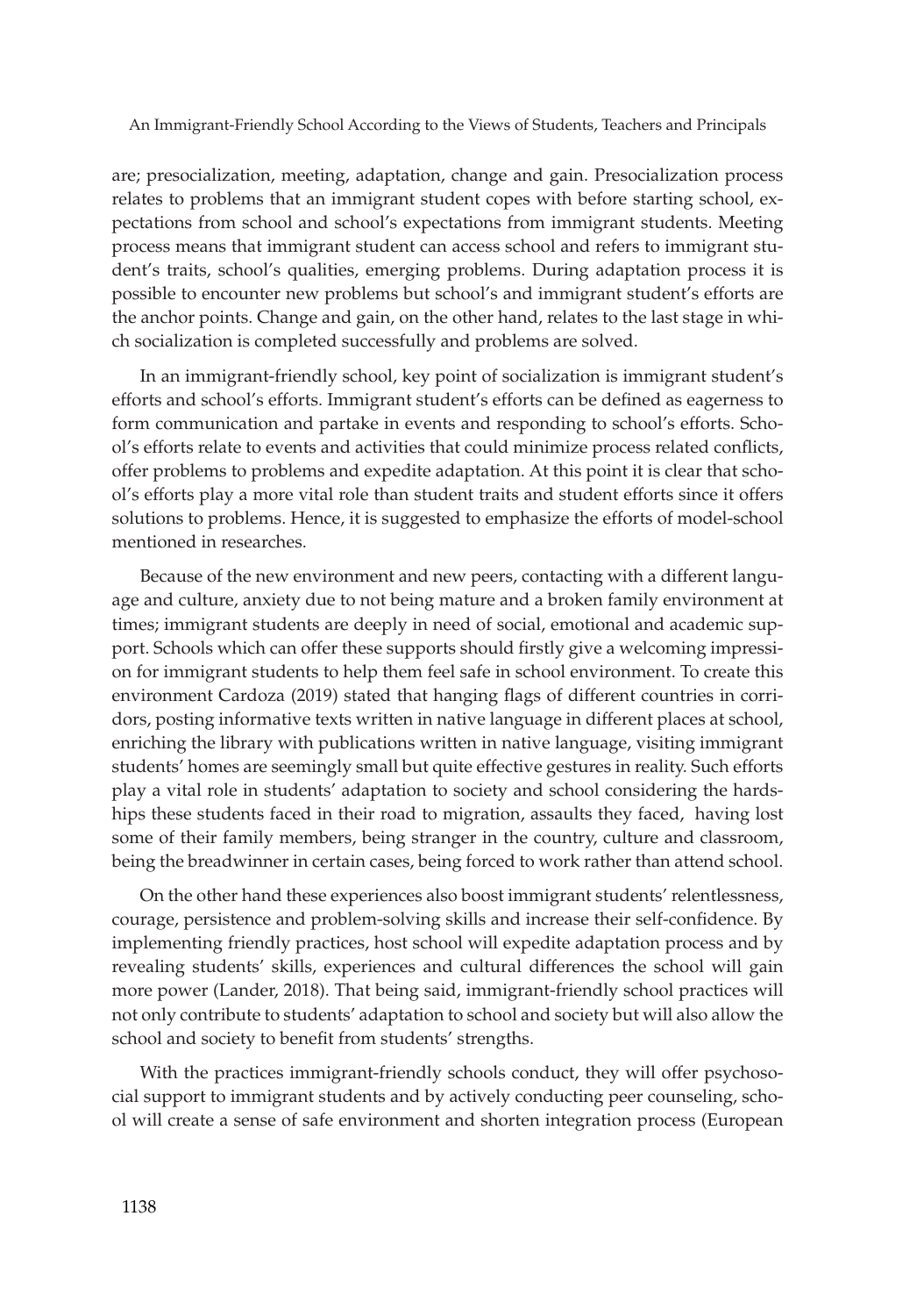are; presocialization, meeting, adaptation, change and gain. Presocialization process relates to problems that an immigrant student copes with before starting school, expectations from school and school's expectations from immigrant students. Meeting process means that immigrant student can access school and refers to immigrant student's traits, school's qualities, emerging problems. During adaptation process it is possible to encounter new problems but school's and immigrant student's efforts are the anchor points. Change and gain, on the other hand, relates to the last stage in which socialization is completed successfully and problems are solved.

In an immigrant-friendly school, key point of socialization is immigrant student's efforts and school's efforts. Immigrant student's efforts can be defined as eagerness to form communication and partake in events and responding to school's efforts. School's efforts relate to events and activities that could minimize process related conflicts, offer problems to problems and expedite adaptation. At this point it is clear that school's efforts play a more vital role than student traits and student efforts since it offers solutions to problems. Hence, it is suggested to emphasize the efforts of model-school mentioned in researches.

Because of the new environment and new peers, contacting with a different language and culture, anxiety due to not being mature and a broken family environment at times; immigrant students are deeply in need of social, emotional and academic support. Schools which can offer these supports should firstly give a welcoming impression for immigrant students to help them feel safe in school environment. To create this environment Cardoza (2019) stated that hanging flags of different countries in corridors, posting informative texts written in native language in different places at school, enriching the library with publications written in native language, visiting immigrant students' homes are seemingly small but quite effective gestures in reality. Such efforts play a vital role in students' adaptation to society and school considering the hardships these students faced in their road to migration, assaults they faced, having lost some of their family members, being stranger in the country, culture and classroom, being the breadwinner in certain cases, being forced to work rather than attend school.

On the other hand these experiences also boost immigrant students' relentlessness, courage, persistence and problem-solving skills and increase their self-confidence. By implementing friendly practices, host school will expedite adaptation process and by revealing students' skills, experiences and cultural differences the school will gain more power (Lander, 2018). That being said, immigrant-friendly school practices will not only contribute to students' adaptation to school and society but will also allow the school and society to benefit from students' strengths.

With the practices immigrant-friendly schools conduct, they will offer psychosocial support to immigrant students and by actively conducting peer counseling, school will create a sense of safe environment and shorten integration process (European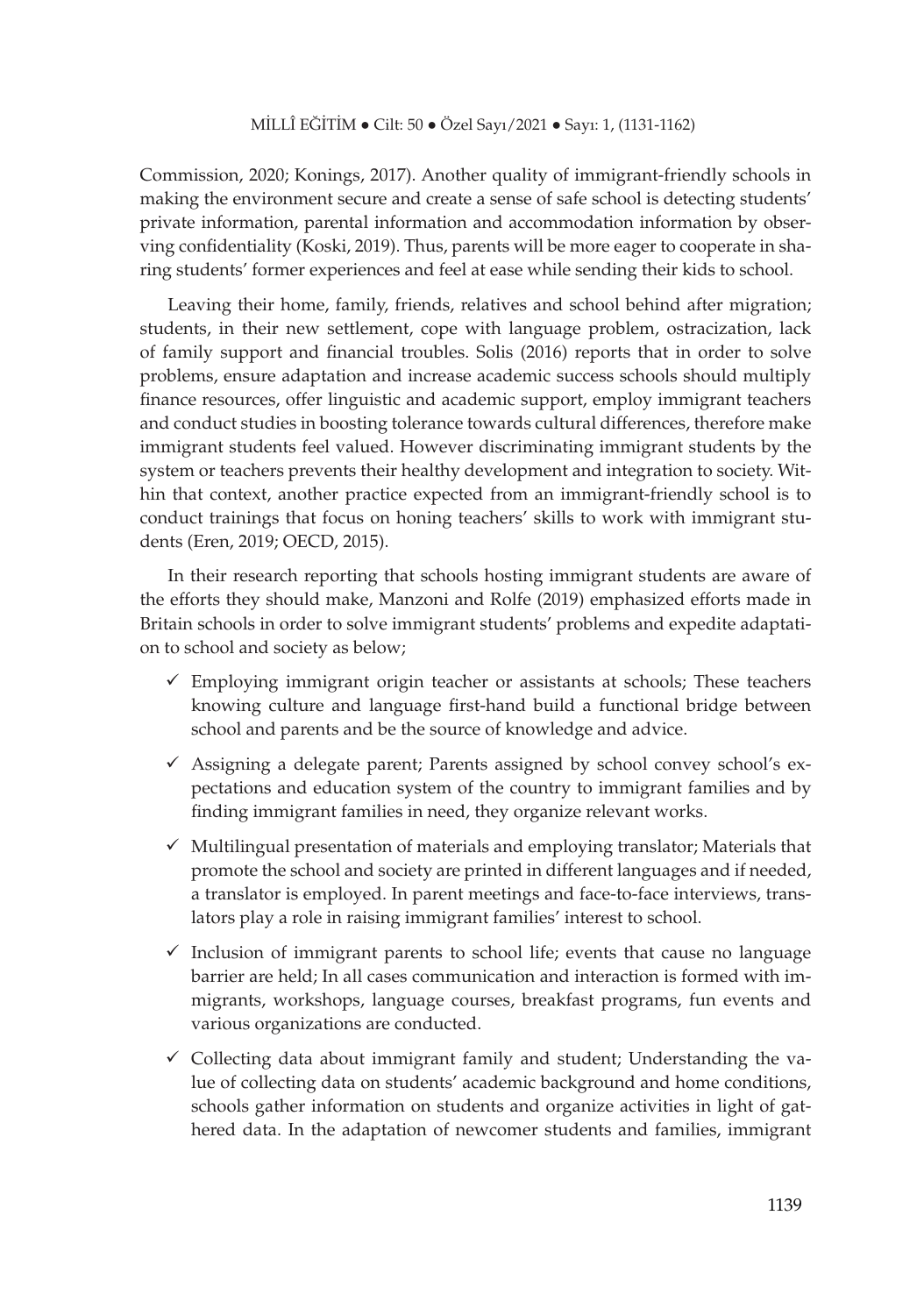Commission, 2020; Konings, 2017). Another quality of immigrant-friendly schools in making the environment secure and create a sense of safe school is detecting students' private information, parental information and accommodation information by observing confidentiality (Koski, 2019). Thus, parents will be more eager to cooperate in sharing students' former experiences and feel at ease while sending their kids to school.

Leaving their home, family, friends, relatives and school behind after migration; students, in their new settlement, cope with language problem, ostracization, lack of family support and financial troubles. Solis (2016) reports that in order to solve problems, ensure adaptation and increase academic success schools should multiply finance resources, offer linguistic and academic support, employ immigrant teachers and conduct studies in boosting tolerance towards cultural differences, therefore make immigrant students feel valued. However discriminating immigrant students by the system or teachers prevents their healthy development and integration to society. Within that context, another practice expected from an immigrant-friendly school is to conduct trainings that focus on honing teachers' skills to work with immigrant students (Eren, 2019; OECD, 2015).

In their research reporting that schools hosting immigrant students are aware of the efforts they should make, Manzoni and Rolfe (2019) emphasized efforts made in Britain schools in order to solve immigrant students' problems and expedite adaptation to school and society as below;

- ✓ Employing immigrant origin teacher or assistants at schools; These teachers knowing culture and language first-hand build a functional bridge between school and parents and be the source of knowledge and advice.
- ✓ Assigning a delegate parent; Parents assigned by school convey school's expectations and education system of the country to immigrant families and by finding immigrant families in need, they organize relevant works.
- ✓ Multilingual presentation of materials and employing translator; Materials that promote the school and society are printed in different languages and if needed, a translator is employed. In parent meetings and face-to-face interviews, translators play a role in raising immigrant families' interest to school.
- ✓ Inclusion of immigrant parents to school life; events that cause no language barrier are held; In all cases communication and interaction is formed with immigrants, workshops, language courses, breakfast programs, fun events and various organizations are conducted.
- ✓ Collecting data about immigrant family and student; Understanding the value of collecting data on students' academic background and home conditions, schools gather information on students and organize activities in light of gathered data. In the adaptation of newcomer students and families, immigrant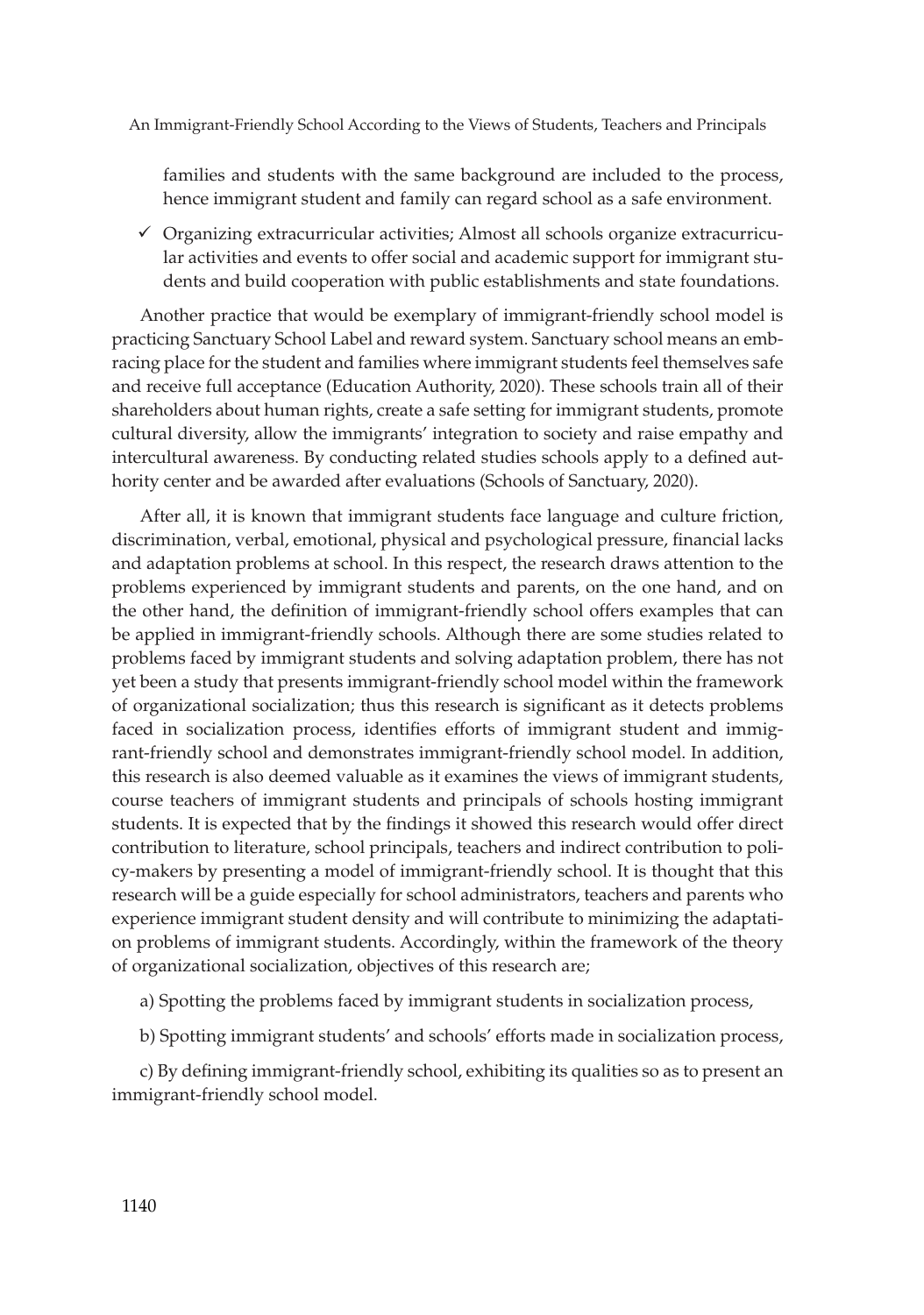families and students with the same background are included to the process, hence immigrant student and family can regard school as a safe environment.

- ✓ Organizing extracurricular activities; Almost all schools organize extracurricular activities and events to offer social and academic support for immigrant students and build cooperation with public establishments and state foundations.

Another practice that would be exemplary of immigrant-friendly school model is practicing Sanctuary School Label and reward system. Sanctuary school means an embracing place for the student and families where immigrant students feel themselves safe and receive full acceptance (Education Authority, 2020). These schools train all of their shareholders about human rights, create a safe setting for immigrant students, promote cultural diversity, allow the immigrants' integration to society and raise empathy and intercultural awareness. By conducting related studies schools apply to a defined authority center and be awarded after evaluations (Schools of Sanctuary, 2020).

After all, it is known that immigrant students face language and culture friction, discrimination, verbal, emotional, physical and psychological pressure, financial lacks and adaptation problems at school. In this respect, the research draws attention to the problems experienced by immigrant students and parents, on the one hand, and on the other hand, the definition of immigrant-friendly school offers examples that can be applied in immigrant-friendly schools. Although there are some studies related to problems faced by immigrant students and solving adaptation problem, there has not yet been a study that presents immigrant-friendly school model within the framework of organizational socialization; thus this research is significant as it detects problems faced in socialization process, identifies efforts of immigrant student and immigrant-friendly school and demonstrates immigrant-friendly school model. In addition, this research is also deemed valuable as it examines the views of immigrant students, course teachers of immigrant students and principals of schools hosting immigrant students. It is expected that by the findings it showed this research would offer direct contribution to literature, school principals, teachers and indirect contribution to policy-makers by presenting a model of immigrant-friendly school. It is thought that this research will be a guide especially for school administrators, teachers and parents who experience immigrant student density and will contribute to minimizing the adaptation problems of immigrant students. Accordingly, within the framework of the theory of organizational socialization, objectives of this research are;

a) Spotting the problems faced by immigrant students in socialization process,

b) Spotting immigrant students' and schools' efforts made in socialization process,

c) By defining immigrant-friendly school, exhibiting its qualities so as to present an immigrant-friendly school model.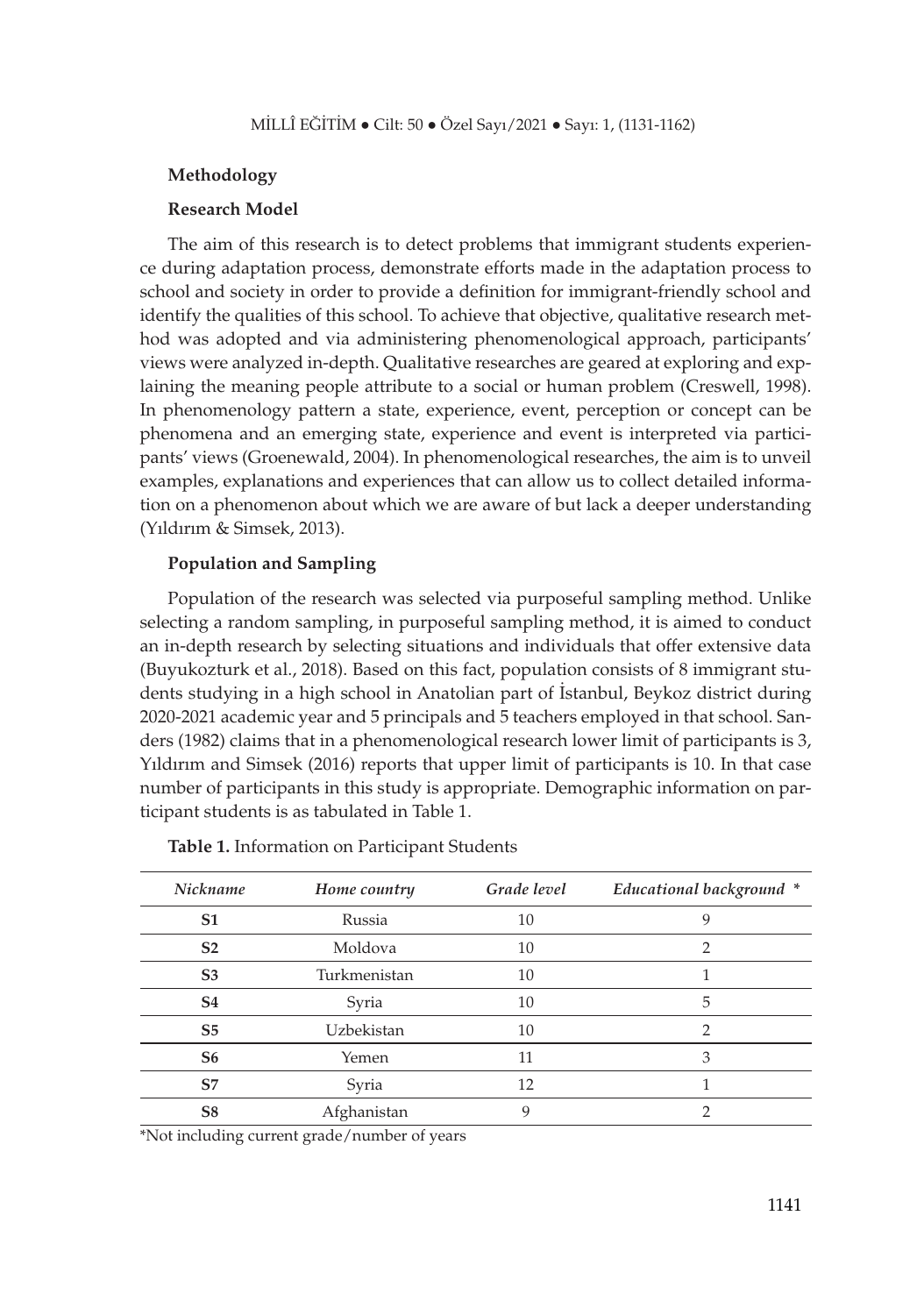## Methodology

### Research Model

The aim of this research is to detect problems that immigrant students experience during adaptation process, demonstrate efforts made in the adaptation process to school and society in order to provide a definition for immigrant-friendly school and identify the qualities of this school. To achieve that objective, qualitative research method was adopted and via administering phenomenological approach, participants' views were analyzed in-depth. Qualitative researches are geared at exploring and explaining the meaning people attribute to a social or human problem (Creswell, 1998). In phenomenology pattern a state, experience, event, perception or concept can be phenomena and an emerging state, experience and event is interpreted via participants' views (Groenewald, 2004). In phenomenological researches, the aim is to unveil examples, explanations and experiences that can allow us to collect detailed information on a phenomenon about which we are aware of but lack a deeper understanding (Yıldırım & Simsek, 2013).

### Population and Sampling

Population of the research was selected via purposeful sampling method. Unlike selecting a random sampling, in purposeful sampling method, it is aimed to conduct an in-depth research by selecting situations and individuals that offer extensive data (Buyukozturk et al., 2018). Based on this fact, population consists of 8 immigrant students studying in a high school in Anatolian part of İstanbul, Beykoz district during 2020-2021 academic year and 5 principals and 5 teachers employed in that school. Sanders (1982) claims that in a phenomenological research lower limit of participants is 3, Yıldırım and Simsek (2016) reports that upper limit of participants is 10. In that case number of participants in this study is appropriate. Demographic information on participant students is as tabulated in Table 1.

**Table 1.** Information on Participant Students

| *Nickname* | *Home country* | *Grade level* | *Educational background* * |
|---|---|---|---|
| **S1** | Russia | 10 | 9 |
| **S2** | Moldova | 10 | 2 |
| **S3** | Turkmenistan | 10 | 1 |
| **S4** | Syria | 10 | 5 |
| **S5** | Uzbekistan | 10 | 2 |
| **S6** | Yemen | 11 | 3 |
| **S7** | Syria | 12 | 1 |
| **S8** | Afghanistan | 9 | 2 |

*Not including current grade/number of years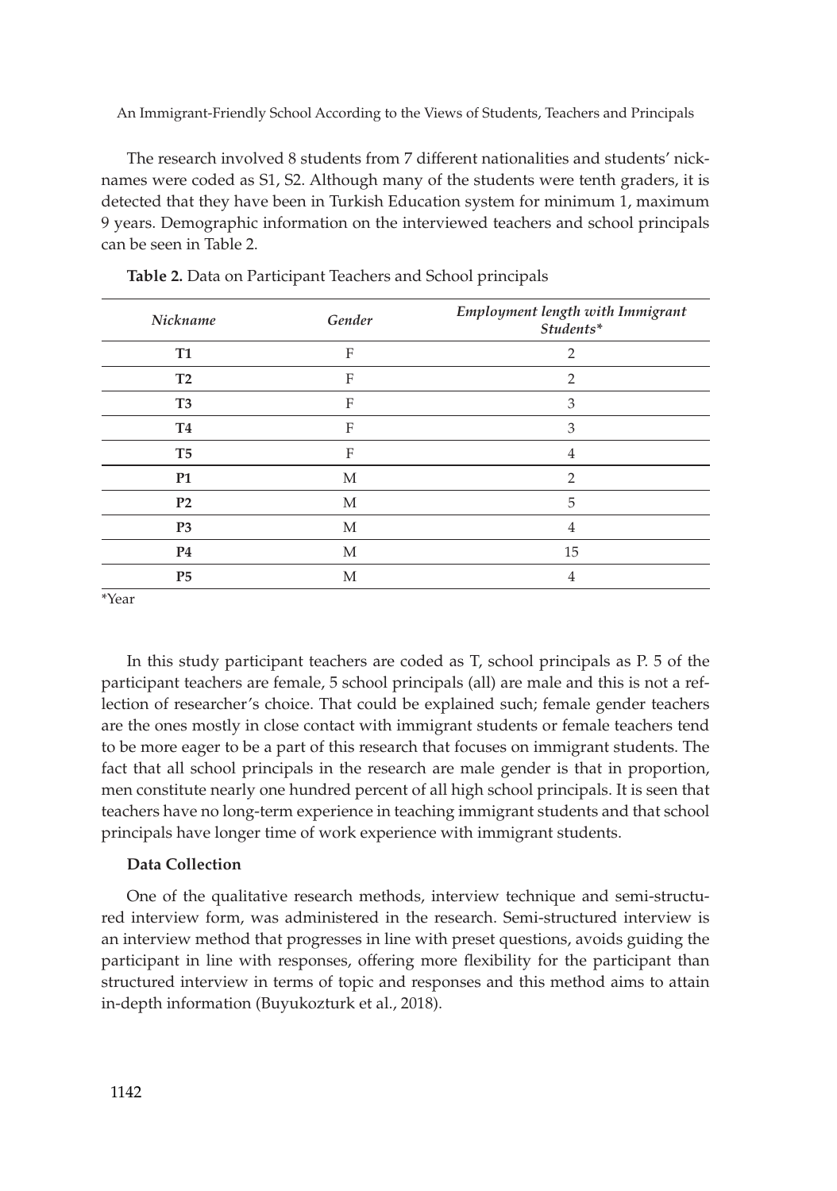The research involved 8 students from 7 different nationalities and students' nicknames were coded as S1, S2. Although many of the students were tenth graders, it is detected that they have been in Turkish Education system for minimum 1, maximum 9 years. Demographic information on the interviewed teachers and school principals can be seen in Table 2.

**Table 2.** Data on Participant Teachers and School principals

| *Nickname* | *Gender* | *Employment length with Immigrant Students** |
|---|---|---|
| **T1** | F | 2 |
| **T2** | F | 2 |
| **T3** | F | 3 |
| **T4** | F | 3 |
| **T5** | F | 4 |
| **P1** | M | 2 |
| **P2** | M | 5 |
| **P3** | M | 4 |
| **P4** | M | 15 |
| **P5** | M | 4 |

*Year

In this study participant teachers are coded as T, school principals as P. 5 of the participant teachers are female, 5 school principals (all) are male and this is not a reflection of researcher's choice. That could be explained such; female gender teachers are the ones mostly in close contact with immigrant students or female teachers tend to be more eager to be a part of this research that focuses on immigrant students. The fact that all school principals in the research are male gender is that in proportion, men constitute nearly one hundred percent of all high school principals. It is seen that teachers have no long-term experience in teaching immigrant students and that school principals have longer time of work experience with immigrant students.

### Data Collection

One of the qualitative research methods, interview technique and semi-structured interview form, was administered in the research. Semi-structured interview is an interview method that progresses in line with preset questions, avoids guiding the participant in line with responses, offering more flexibility for the participant than structured interview in terms of topic and responses and this method aims to attain in-depth information (Buyukozturk et al., 2018).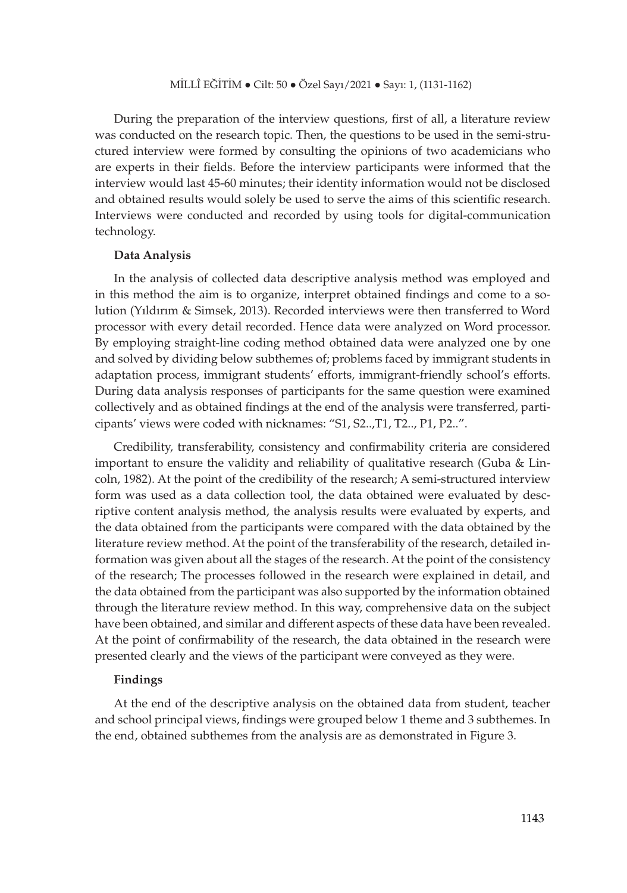During the preparation of the interview questions, first of all, a literature review was conducted on the research topic. Then, the questions to be used in the semi-structured interview were formed by consulting the opinions of two academicians who are experts in their fields. Before the interview participants were informed that the interview would last 45-60 minutes; their identity information would not be disclosed and obtained results would solely be used to serve the aims of this scientific research. Interviews were conducted and recorded by using tools for digital-communication technology.

### Data Analysis

In the analysis of collected data descriptive analysis method was employed and in this method the aim is to organize, interpret obtained findings and come to a solution (Yıldırım & Simsek, 2013). Recorded interviews were then transferred to Word processor with every detail recorded. Hence data were analyzed on Word processor. By employing straight-line coding method obtained data were analyzed one by one and solved by dividing below subthemes of; problems faced by immigrant students in adaptation process, immigrant students' efforts, immigrant-friendly school's efforts. During data analysis responses of participants for the same question were examined collectively and as obtained findings at the end of the analysis were transferred, participants' views were coded with nicknames: "S1, S2..,T1, T2.., P1, P2..".

Credibility, transferability, consistency and confirmability criteria are considered important to ensure the validity and reliability of qualitative research (Guba & Lincoln, 1982). At the point of the credibility of the research; A semi-structured interview form was used as a data collection tool, the data obtained were evaluated by descriptive content analysis method, the analysis results were evaluated by experts, and the data obtained from the participants were compared with the data obtained by the literature review method. At the point of the transferability of the research, detailed information was given about all the stages of the research. At the point of the consistency of the research; The processes followed in the research were explained in detail, and the data obtained from the participant was also supported by the information obtained through the literature review method. In this way, comprehensive data on the subject have been obtained, and similar and different aspects of these data have been revealed. At the point of confirmability of the research, the data obtained in the research were presented clearly and the views of the participant were conveyed as they were.

### Findings

At the end of the descriptive analysis on the obtained data from student, teacher and school principal views, findings were grouped below 1 theme and 3 subthemes. In the end, obtained subthemes from the analysis are as demonstrated in Figure 3.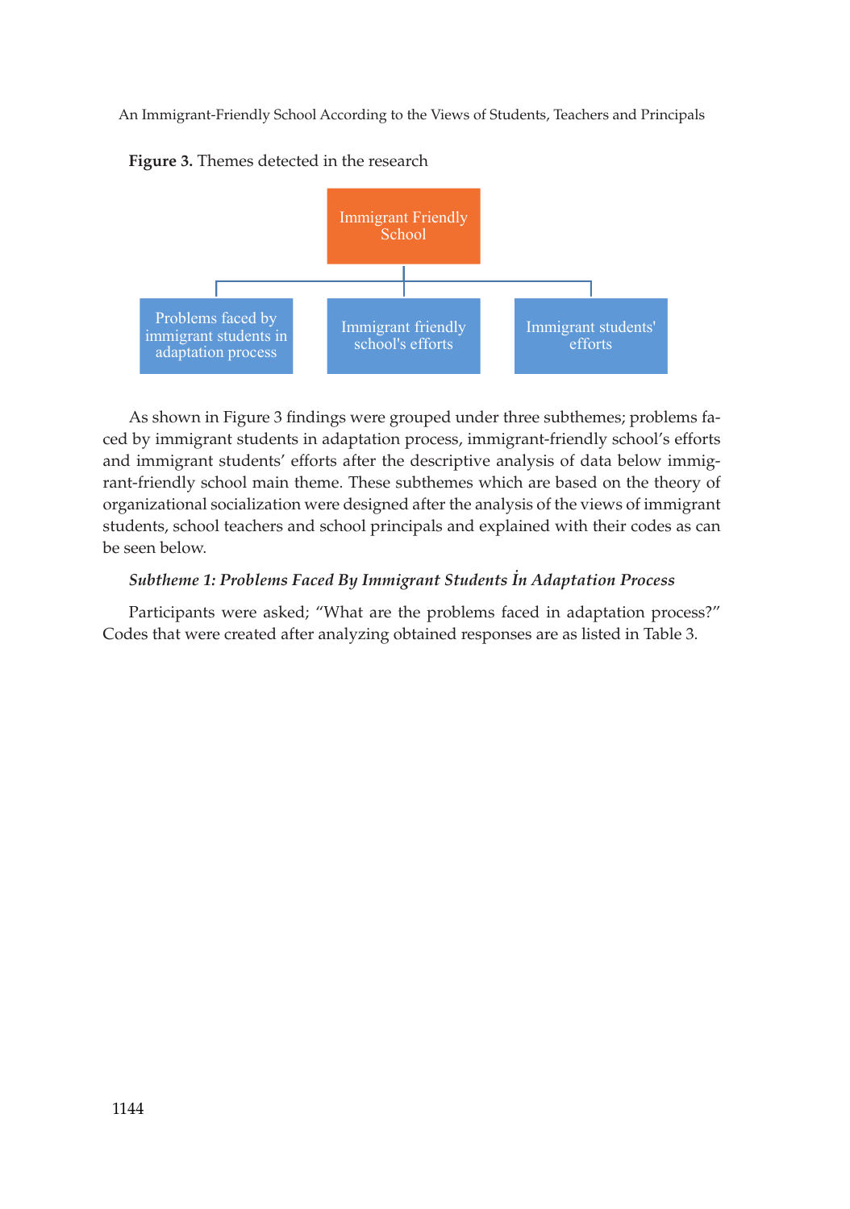**Figure 3.** Themes detected in the research

Immigrant Friendly School

- Problems faced by immigrant students in adaptation process
- Immigrant friendly school's efforts
- Immigrant students' efforts

As shown in Figure 3 findings were grouped under three subthemes; problems faced by immigrant students in adaptation process, immigrant-friendly school's efforts and immigrant students' efforts after the descriptive analysis of data below immigrant-friendly school main theme. These subthemes which are based on the theory of organizational socialization were designed after the analysis of the views of immigrant students, school teachers and school principals and explained with their codes as can be seen below.

***Subtheme 1: Problems Faced By Immigrant Students İn Adaptation Process***

Participants were asked; "What are the problems faced in adaptation process?" Codes that were created after analyzing obtained responses are as listed in Table 3.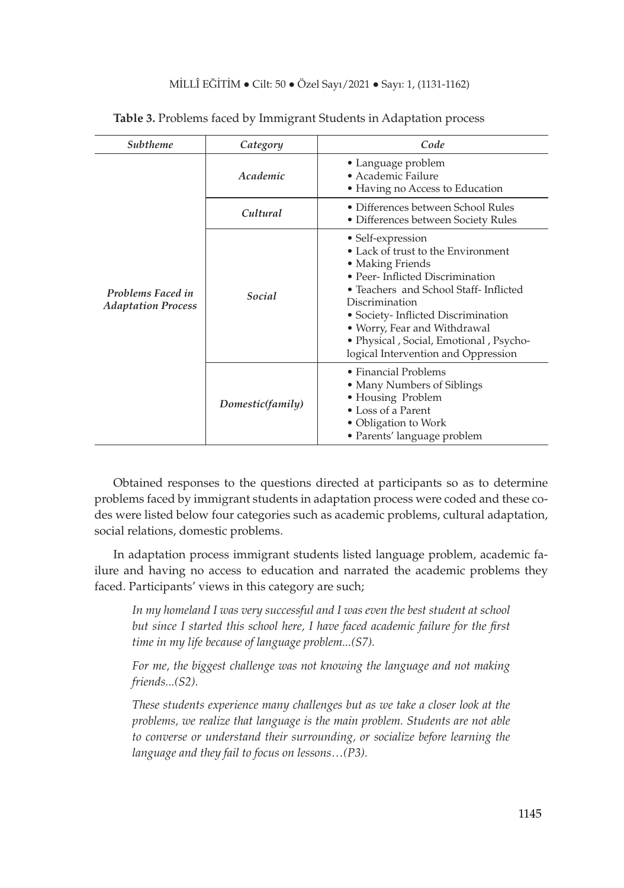**Table 3.** Problems faced by Immigrant Students in Adaptation process

| *Subtheme* | *Category* | *Code* |
|---|---|---|
| *Problems Faced in Adaptation Process* | *Academic* | • Language problem<br>• Academic Failure<br>• Having no Access to Education |
| | *Cultural* | • Differences between School Rules<br>• Differences between Society Rules |
| | *Social* | • Self-expression<br>• Lack of trust to the Environment<br>• Making Friends<br>• Peer- Inflicted Discrimination<br>• Teachers and School Staff- Inflicted Discrimination<br>• Society- Inflicted Discrimination<br>• Worry, Fear and Withdrawal<br>• Physical , Social, Emotional , Psycho-logical Intervention and Oppression |
| | *Domestic(family)* | • Financial Problems<br>• Many Numbers of Siblings<br>• Housing Problem<br>• Loss of a Parent<br>• Obligation to Work<br>• Parents' language problem |

Obtained responses to the questions directed at participants so as to determine problems faced by immigrant students in adaptation process were coded and these codes were listed below four categories such as academic problems, cultural adaptation, social relations, domestic problems.

In adaptation process immigrant students listed language problem, academic failure and having no access to education and narrated the academic problems they faced. Participants' views in this category are such;

> *In my homeland I was very successful and I was even the best student at school but since I started this school here, I have faced academic failure for the first time in my life because of language problem...(S7).*

> *For me, the biggest challenge was not knowing the language and not making friends...(S2).*

> *These students experience many challenges but as we take a closer look at the problems, we realize that language is the main problem. Students are not able to converse or understand their surrounding, or socialize before learning the language and they fail to focus on lessons…(P3).*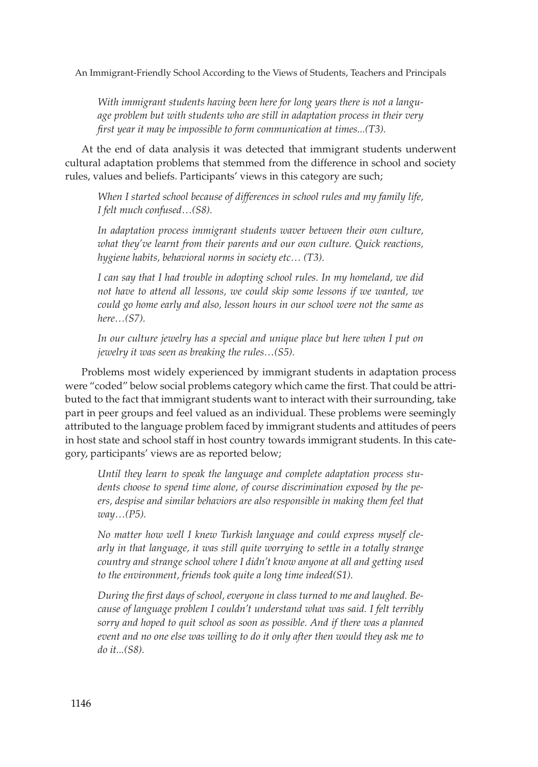*With immigrant students having been here for long years there is not a language problem but with students who are still in adaptation process in their very first year it may be impossible to form communication at times...(T3).*

At the end of data analysis it was detected that immigrant students underwent cultural adaptation problems that stemmed from the difference in school and society rules, values and beliefs. Participants' views in this category are such;

*When I started school because of differences in school rules and my family life, I felt much confused…(S8).*

*In adaptation process immigrant students waver between their own culture, what they've learnt from their parents and our own culture. Quick reactions, hygiene habits, behavioral norms in society etc… (T3).*

*I can say that I had trouble in adopting school rules. In my homeland, we did not have to attend all lessons, we could skip some lessons if we wanted, we could go home early and also, lesson hours in our school were not the same as here…(S7).*

*In our culture jewelry has a special and unique place but here when I put on jewelry it was seen as breaking the rules…(S5).*

Problems most widely experienced by immigrant students in adaptation process were "coded" below social problems category which came the first. That could be attributed to the fact that immigrant students want to interact with their surrounding, take part in peer groups and feel valued as an individual. These problems were seemingly attributed to the language problem faced by immigrant students and attitudes of peers in host state and school staff in host country towards immigrant students. In this category, participants' views are as reported below;

*Until they learn to speak the language and complete adaptation process students choose to spend time alone, of course discrimination exposed by the peers, despise and similar behaviors are also responsible in making them feel that way…(P5).*

*No matter how well I knew Turkish language and could express myself clearly in that language, it was still quite worrying to settle in a totally strange country and strange school where I didn't know anyone at all and getting used to the environment, friends took quite a long time indeed(S1).*

*During the first days of school, everyone in class turned to me and laughed. Because of language problem I couldn't understand what was said. I felt terribly sorry and hoped to quit school as soon as possible. And if there was a planned event and no one else was willing to do it only after then would they ask me to do it...(S8).*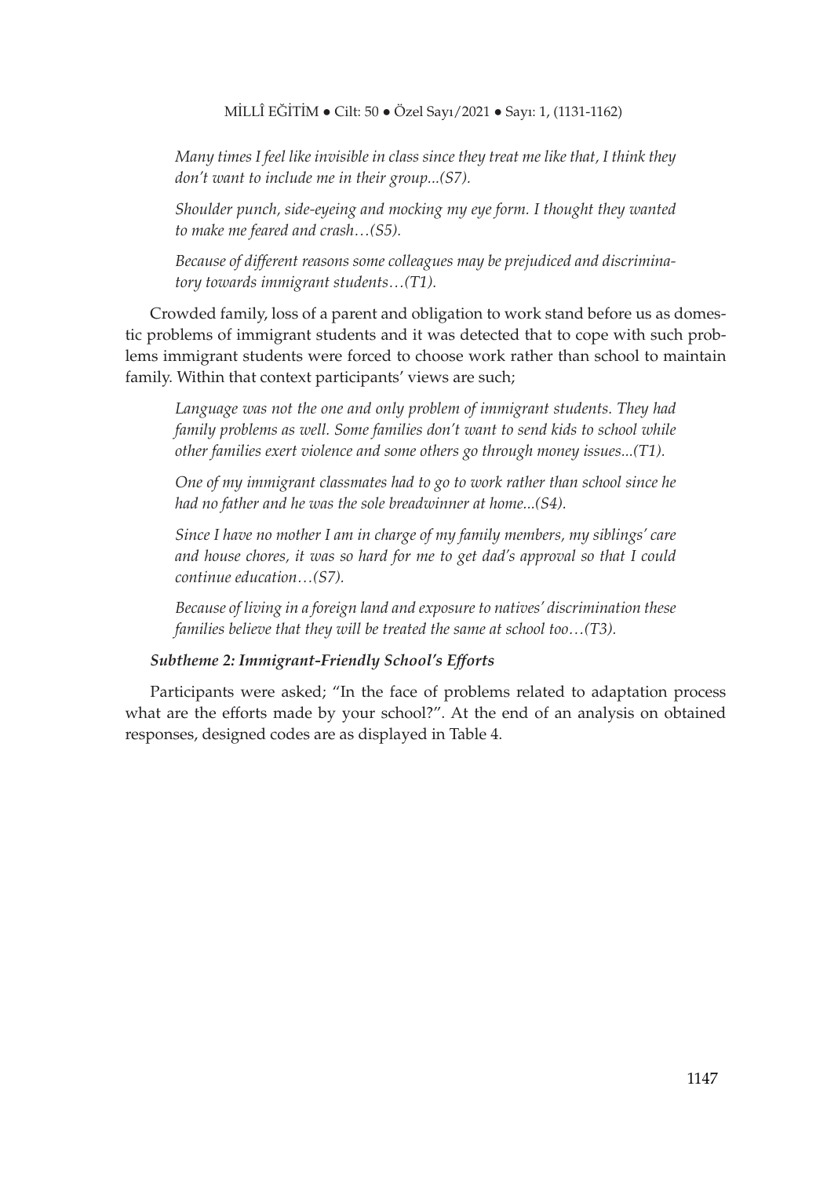*Many times I feel like invisible in class since they treat me like that, I think they don't want to include me in their group...(S7).*

*Shoulder punch, side-eyeing and mocking my eye form. I thought they wanted to make me feared and crash…(S5).*

*Because of different reasons some colleagues may be prejudiced and discriminatory towards immigrant students…(T1).*

Crowded family, loss of a parent and obligation to work stand before us as domestic problems of immigrant students and it was detected that to cope with such problems immigrant students were forced to choose work rather than school to maintain family. Within that context participants' views are such;

*Language was not the one and only problem of immigrant students. They had family problems as well. Some families don't want to send kids to school while other families exert violence and some others go through money issues...(T1).*

*One of my immigrant classmates had to go to work rather than school since he had no father and he was the sole breadwinner at home...(S4).*

*Since I have no mother I am in charge of my family members, my siblings' care and house chores, it was so hard for me to get dad's approval so that I could continue education…(S7).*

*Because of living in a foreign land and exposure to natives' discrimination these families believe that they will be treated the same at school too…(T3).*

#### *Subtheme 2: Immigrant-Friendly School's Efforts*

Participants were asked; "In the face of problems related to adaptation process what are the efforts made by your school?". At the end of an analysis on obtained responses, designed codes are as displayed in Table 4.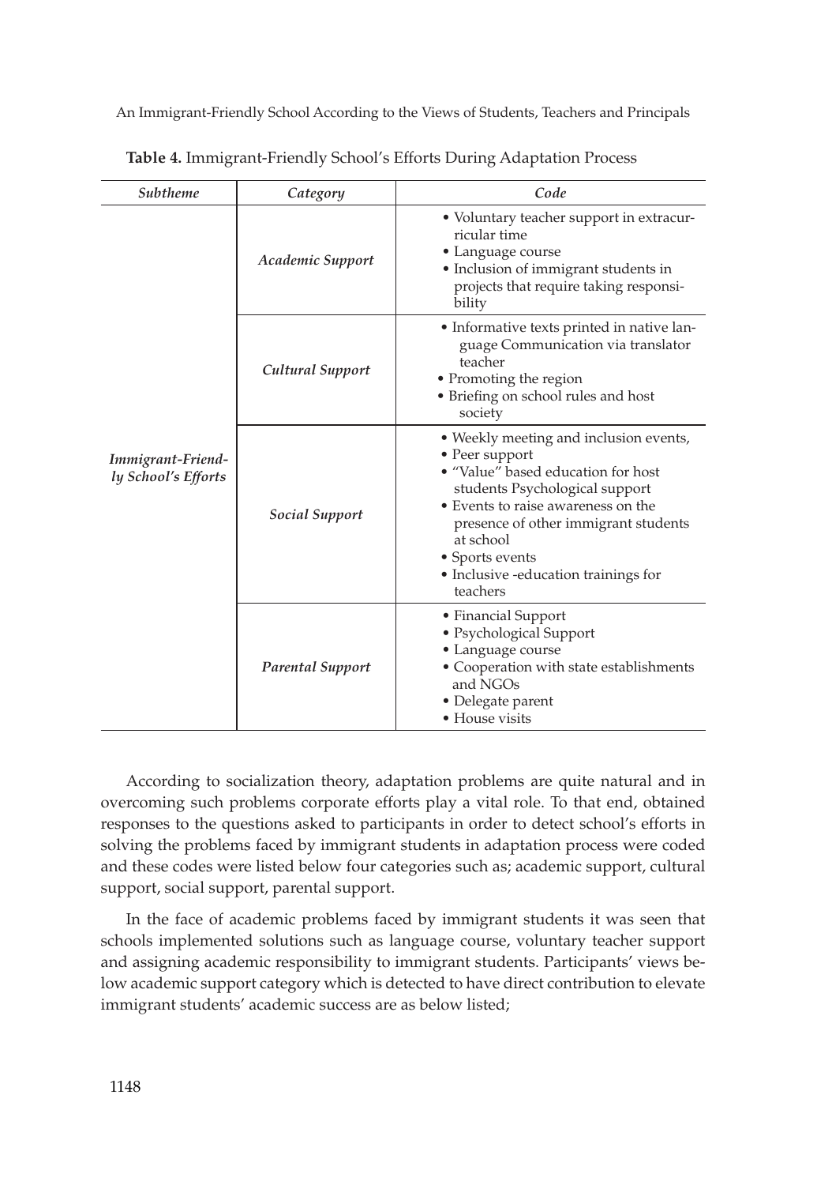**Table 4.** Immigrant-Friendly School's Efforts During Adaptation Process

| *Subtheme* | *Category* | *Code* |
|---|---|---|
| *Immigrant-Friendly School's Efforts* | *Academic Support* | • Voluntary teacher support in extracurricular time<br>• Language course<br>• Inclusion of immigrant students in projects that require taking responsibility |
| | *Cultural Support* | • Informative texts printed in native language Communication via translator teacher<br>• Promoting the region<br>• Briefing on school rules and host society |
| | *Social Support* | • Weekly meeting and inclusion events,<br>• Peer support<br>• "Value" based education for host students Psychological support<br>• Events to raise awareness on the presence of other immigrant students at school<br>• Sports events<br>• Inclusive -education trainings for teachers |
| | *Parental Support* | • Financial Support<br>• Psychological Support<br>• Language course<br>• Cooperation with state establishments and NGOs<br>• Delegate parent<br>• House visits |

According to socialization theory, adaptation problems are quite natural and in overcoming such problems corporate efforts play a vital role. To that end, obtained responses to the questions asked to participants in order to detect school's efforts in solving the problems faced by immigrant students in adaptation process were coded and these codes were listed below four categories such as; academic support, cultural support, social support, parental support.

In the face of academic problems faced by immigrant students it was seen that schools implemented solutions such as language course, voluntary teacher support and assigning academic responsibility to immigrant students. Participants' views below academic support category which is detected to have direct contribution to elevate immigrant students' academic success are as below listed;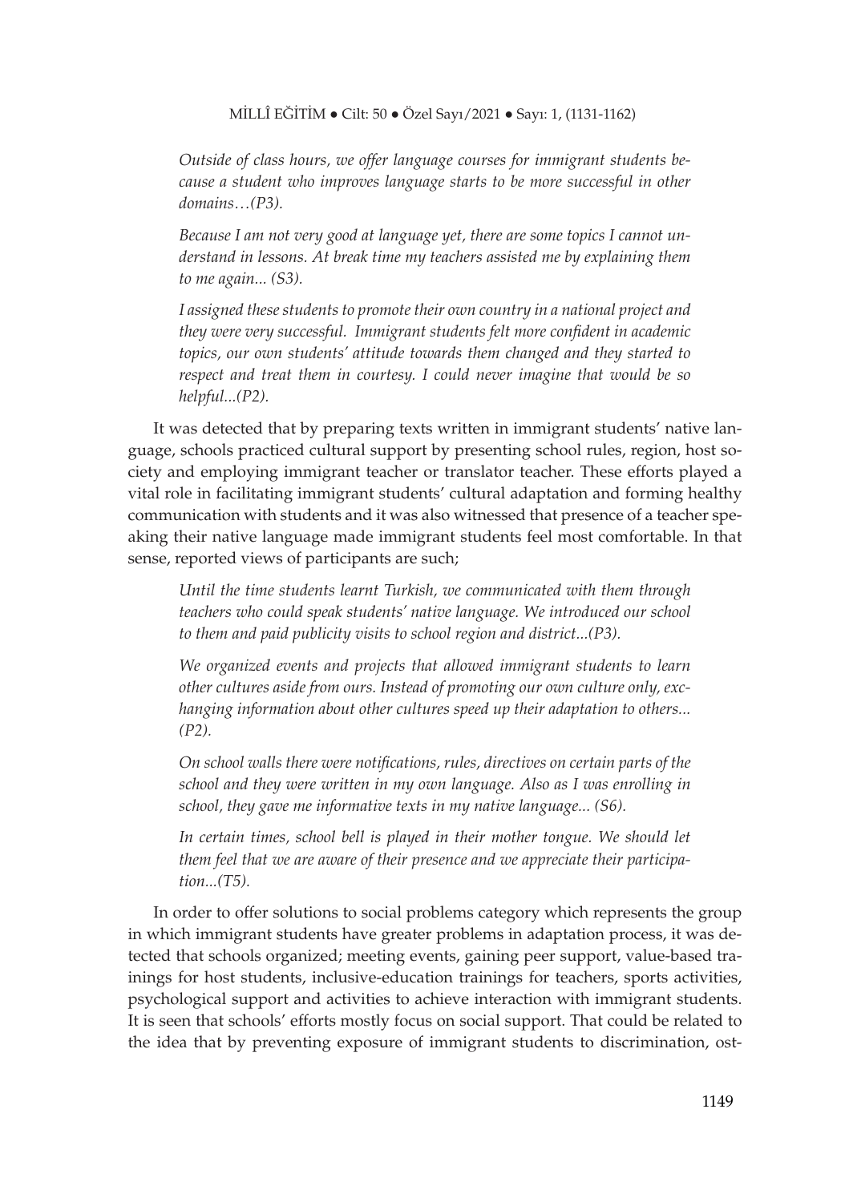*Outside of class hours, we offer language courses for immigrant students because a student who improves language starts to be more successful in other domains…(P3).*

*Because I am not very good at language yet, there are some topics I cannot understand in lessons. At break time my teachers assisted me by explaining them to me again... (S3).*

*I assigned these students to promote their own country in a national project and they were very successful. Immigrant students felt more confident in academic topics, our own students' attitude towards them changed and they started to respect and treat them in courtesy. I could never imagine that would be so helpful...(P2).*

It was detected that by preparing texts written in immigrant students' native language, schools practiced cultural support by presenting school rules, region, host society and employing immigrant teacher or translator teacher. These efforts played a vital role in facilitating immigrant students' cultural adaptation and forming healthy communication with students and it was also witnessed that presence of a teacher speaking their native language made immigrant students feel most comfortable. In that sense, reported views of participants are such;

*Until the time students learnt Turkish, we communicated with them through teachers who could speak students' native language. We introduced our school to them and paid publicity visits to school region and district...(P3).*

*We organized events and projects that allowed immigrant students to learn other cultures aside from ours. Instead of promoting our own culture only, exchanging information about other cultures speed up their adaptation to others... (P2).*

*On school walls there were notifications, rules, directives on certain parts of the school and they were written in my own language. Also as I was enrolling in school, they gave me informative texts in my native language... (S6).*

*In certain times, school bell is played in their mother tongue. We should let them feel that we are aware of their presence and we appreciate their participation...(T5).*

In order to offer solutions to social problems category which represents the group in which immigrant students have greater problems in adaptation process, it was detected that schools organized; meeting events, gaining peer support, value-based trainings for host students, inclusive-education trainings for teachers, sports activities, psychological support and activities to achieve interaction with immigrant students. It is seen that schools' efforts mostly focus on social support. That could be related to the idea that by preventing exposure of immigrant students to discrimination, ost-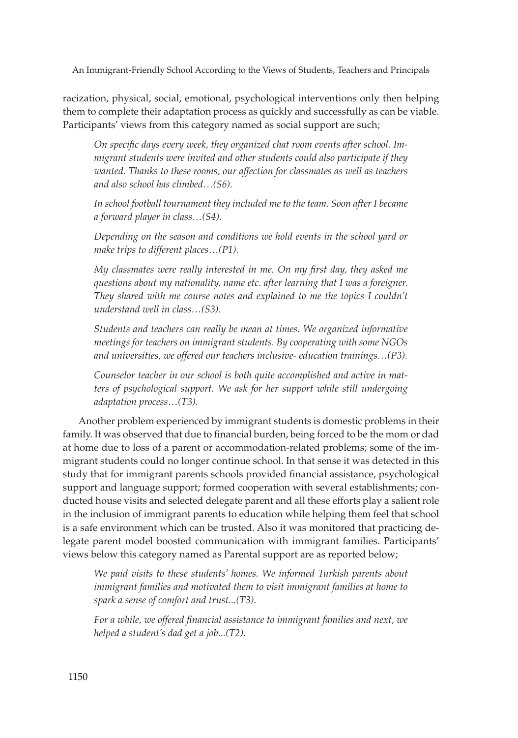racization, physical, social, emotional, psychological interventions only then helping them to complete their adaptation process as quickly and successfully as can be viable. Participants' views from this category named as social support are such;

> *On specific days every week, they organized chat room events after school. Immigrant students were invited and other students could also participate if they wanted. Thanks to these rooms, our affection for classmates as well as teachers and also school has climbed…(S6).*

> *In school football tournament they included me to the team. Soon after I became a forward player in class…(S4).*

> *Depending on the season and conditions we hold events in the school yard or make trips to different places…(P1).*

> *My classmates were really interested in me. On my first day, they asked me questions about my nationality, name etc. after learning that I was a foreigner. They shared with me course notes and explained to me the topics I couldn't understand well in class…(S3).*

> *Students and teachers can really be mean at times. We organized informative meetings for teachers on immigrant students. By cooperating with some NGOs and universities, we offered our teachers inclusive- education trainings…(P3).*

> *Counselor teacher in our school is both quite accomplished and active in matters of psychological support. We ask for her support while still undergoing adaptation process…(T3).*

Another problem experienced by immigrant students is domestic problems in their family. It was observed that due to financial burden, being forced to be the mom or dad at home due to loss of a parent or accommodation-related problems; some of the immigrant students could no longer continue school. In that sense it was detected in this study that for immigrant parents schools provided financial assistance, psychological support and language support; formed cooperation with several establishments; conducted house visits and selected delegate parent and all these efforts play a salient role in the inclusion of immigrant parents to education while helping them feel that school is a safe environment which can be trusted. Also it was monitored that practicing delegate parent model boosted communication with immigrant families. Participants' views below this category named as Parental support are as reported below;

> *We paid visits to these students' homes. We informed Turkish parents about immigrant families and motivated them to visit immigrant families at home to spark a sense of comfort and trust...(T3).*

> *For a while, we offered financial assistance to immigrant families and next, we helped a student's dad get a job...(T2).*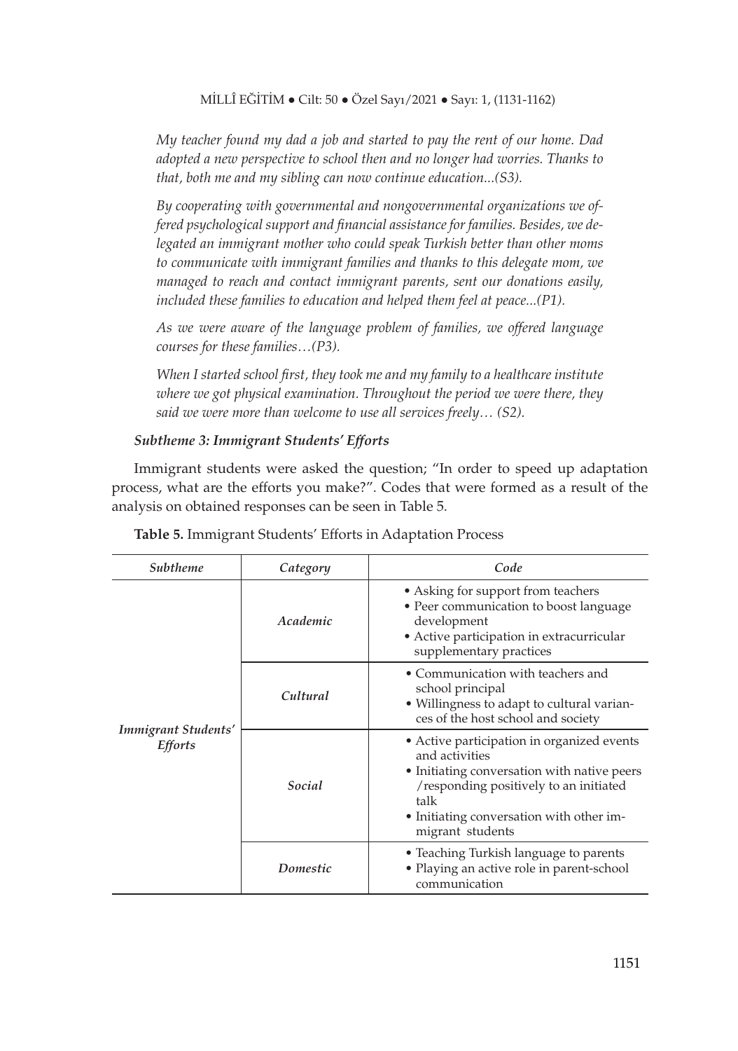*My teacher found my dad a job and started to pay the rent of our home. Dad adopted a new perspective to school then and no longer had worries. Thanks to that, both me and my sibling can now continue education...(S3).*

*By cooperating with governmental and nongovernmental organizations we offered psychological support and financial assistance for families. Besides, we delegated an immigrant mother who could speak Turkish better than other moms to communicate with immigrant families and thanks to this delegate mom, we managed to reach and contact immigrant parents, sent our donations easily, included these families to education and helped them feel at peace...(P1).*

*As we were aware of the language problem of families, we offered language courses for these families…(P3).*

*When I started school first, they took me and my family to a healthcare institute where we got physical examination. Throughout the period we were there, they said we were more than welcome to use all services freely… (S2).*

***Subtheme 3: Immigrant Students' Efforts***

Immigrant students were asked the question; "In order to speed up adaptation process, what are the efforts you make?". Codes that were formed as a result of the analysis on obtained responses can be seen in Table 5.

**Table 5.** Immigrant Students' Efforts in Adaptation Process

| *Subtheme* | *Category* | *Code* |
|---|---|---|
| ***Immigrant Students' Efforts*** | *Academic* | • Asking for support from teachers<br>• Peer communication to boost language development<br>• Active participation in extracurricular supplementary practices |
| | *Cultural* | • Communication with teachers and school principal<br>• Willingness to adapt to cultural variances of the host school and society |
| | *Social* | • Active participation in organized events and activities<br>• Initiating conversation with native peers /responding positively to an initiated talk<br>• Initiating conversation with other immigrant students |
| | *Domestic* | • Teaching Turkish language to parents<br>• Playing an active role in parent-school communication |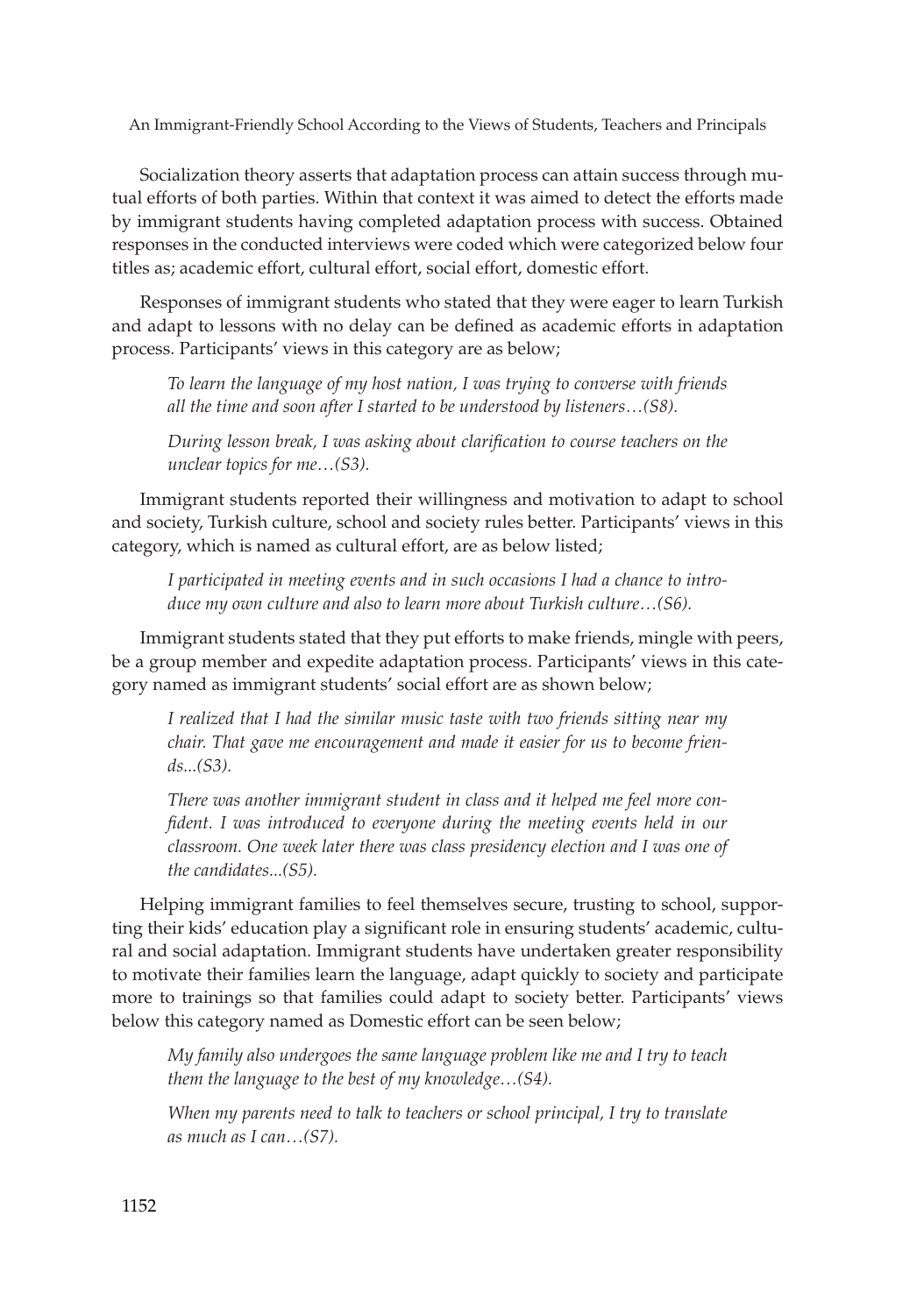Socialization theory asserts that adaptation process can attain success through mutual efforts of both parties. Within that context it was aimed to detect the efforts made by immigrant students having completed adaptation process with success. Obtained responses in the conducted interviews were coded which were categorized below four titles as; academic effort, cultural effort, social effort, domestic effort.

Responses of immigrant students who stated that they were eager to learn Turkish and adapt to lessons with no delay can be defined as academic efforts in adaptation process. Participants' views in this category are as below;

> *To learn the language of my host nation, I was trying to converse with friends all the time and soon after I started to be understood by listeners…(S8).*
>
> *During lesson break, I was asking about clarification to course teachers on the unclear topics for me…(S3).*

Immigrant students reported their willingness and motivation to adapt to school and society, Turkish culture, school and society rules better. Participants' views in this category, which is named as cultural effort, are as below listed;

> *I participated in meeting events and in such occasions I had a chance to introduce my own culture and also to learn more about Turkish culture…(S6).*

Immigrant students stated that they put efforts to make friends, mingle with peers, be a group member and expedite adaptation process. Participants' views in this category named as immigrant students' social effort are as shown below;

> *I realized that I had the similar music taste with two friends sitting near my chair. That gave me encouragement and made it easier for us to become friends...(S3).*
>
> *There was another immigrant student in class and it helped me feel more confident. I was introduced to everyone during the meeting events held in our classroom. One week later there was class presidency election and I was one of the candidates...(S5).*

Helping immigrant families to feel themselves secure, trusting to school, supporting their kids' education play a significant role in ensuring students' academic, cultural and social adaptation. Immigrant students have undertaken greater responsibility to motivate their families learn the language, adapt quickly to society and participate more to trainings so that families could adapt to society better. Participants' views below this category named as Domestic effort can be seen below;

> *My family also undergoes the same language problem like me and I try to teach them the language to the best of my knowledge…(S4).*
>
> *When my parents need to talk to teachers or school principal, I try to translate as much as I can…(S7).*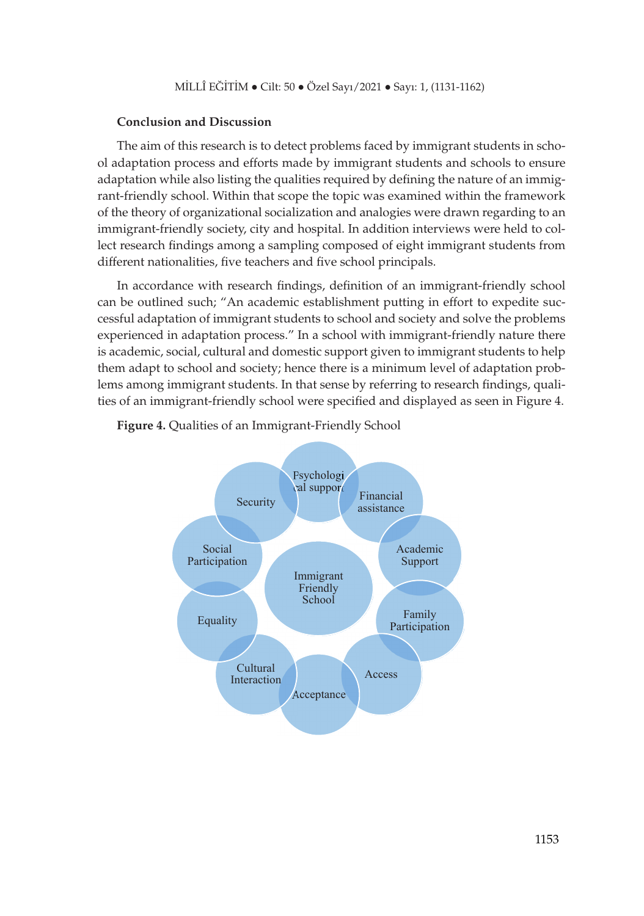### Conclusion and Discussion

The aim of this research is to detect problems faced by immigrant students in school adaptation process and efforts made by immigrant students and schools to ensure adaptation while also listing the qualities required by defining the nature of an immigrant-friendly school. Within that scope the topic was examined within the framework of the theory of organizational socialization and analogies were drawn regarding to an immigrant-friendly society, city and hospital. In addition interviews were held to collect research findings among a sampling composed of eight immigrant students from different nationalities, five teachers and five school principals.

In accordance with research findings, definition of an immigrant-friendly school can be outlined such; "An academic establishment putting in effort to expedite successful adaptation of immigrant students to school and society and solve the problems experienced in adaptation process." In a school with immigrant-friendly nature there is academic, social, cultural and domestic support given to immigrant students to help them adapt to school and society; hence there is a minimum level of adaptation problems among immigrant students. In that sense by referring to research findings, qualities of an immigrant-friendly school were specified and displayed as seen in Figure 4.

**Figure 4.** Qualities of an Immigrant-Friendly School

Immigrant Friendly School

Psychological support, Financial assistance, Academic Support, Family Participation, Access, Acceptance, Cultural Interaction, Equality, Social Participation, Security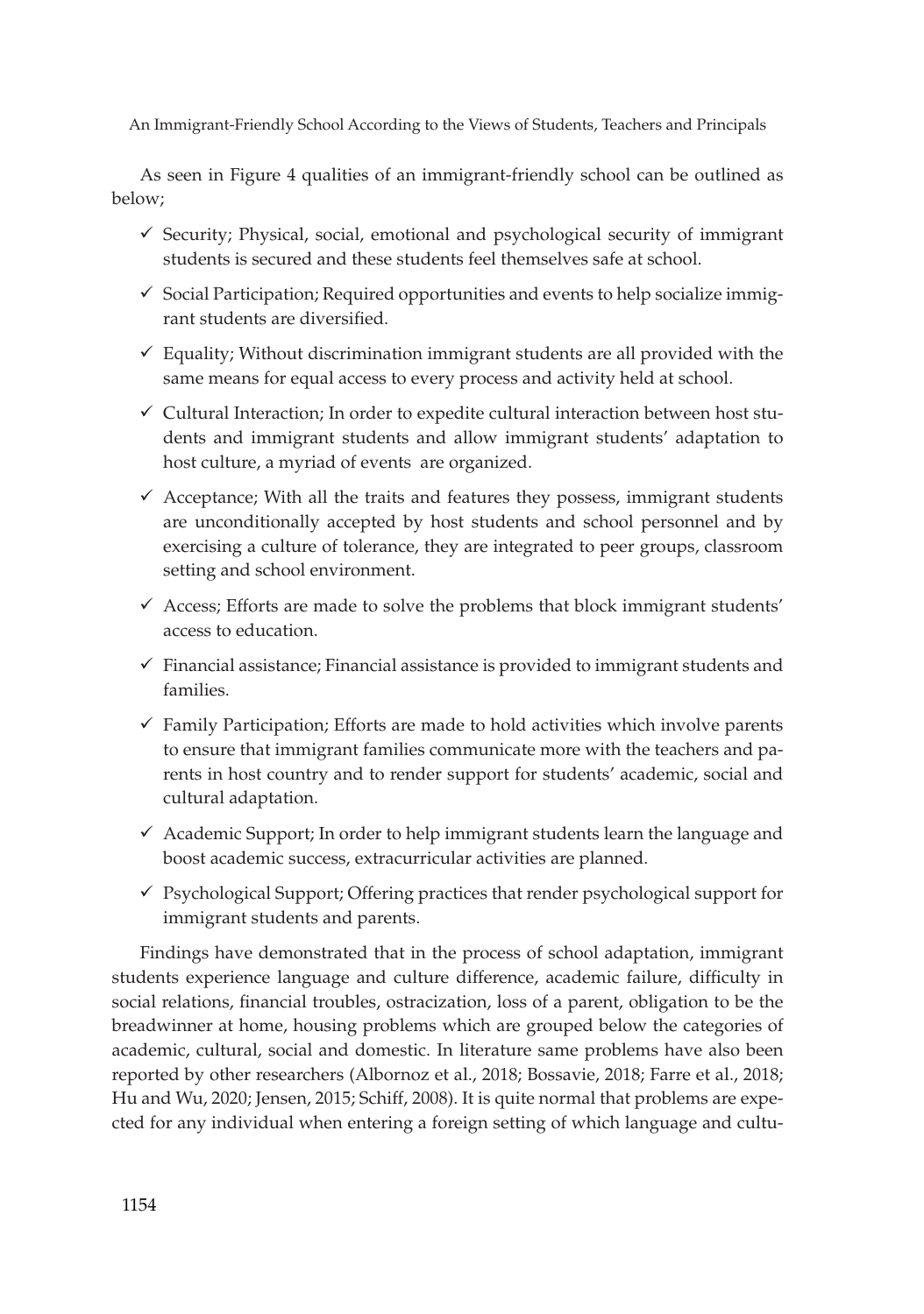As seen in Figure 4 qualities of an immigrant-friendly school can be outlined as below;

- ✓ Security; Physical, social, emotional and psychological security of immigrant students is secured and these students feel themselves safe at school.
- ✓ Social Participation; Required opportunities and events to help socialize immigrant students are diversified.
- ✓ Equality; Without discrimination immigrant students are all provided with the same means for equal access to every process and activity held at school.
- ✓ Cultural Interaction; In order to expedite cultural interaction between host students and immigrant students and allow immigrant students' adaptation to host culture, a myriad of events are organized.
- ✓ Acceptance; With all the traits and features they possess, immigrant students are unconditionally accepted by host students and school personnel and by exercising a culture of tolerance, they are integrated to peer groups, classroom setting and school environment.
- ✓ Access; Efforts are made to solve the problems that block immigrant students' access to education.
- ✓ Financial assistance; Financial assistance is provided to immigrant students and families.
- ✓ Family Participation; Efforts are made to hold activities which involve parents to ensure that immigrant families communicate more with the teachers and parents in host country and to render support for students' academic, social and cultural adaptation.
- ✓ Academic Support; In order to help immigrant students learn the language and boost academic success, extracurricular activities are planned.
- ✓ Psychological Support; Offering practices that render psychological support for immigrant students and parents.

Findings have demonstrated that in the process of school adaptation, immigrant students experience language and culture difference, academic failure, difficulty in social relations, financial troubles, ostracization, loss of a parent, obligation to be the breadwinner at home, housing problems which are grouped below the categories of academic, cultural, social and domestic. In literature same problems have also been reported by other researchers (Albornoz et al., 2018; Bossavie, 2018; Farre et al., 2018; Hu and Wu, 2020; Jensen, 2015; Schiff, 2008). It is quite normal that problems are expected for any individual when entering a foreign setting of which language and cultu-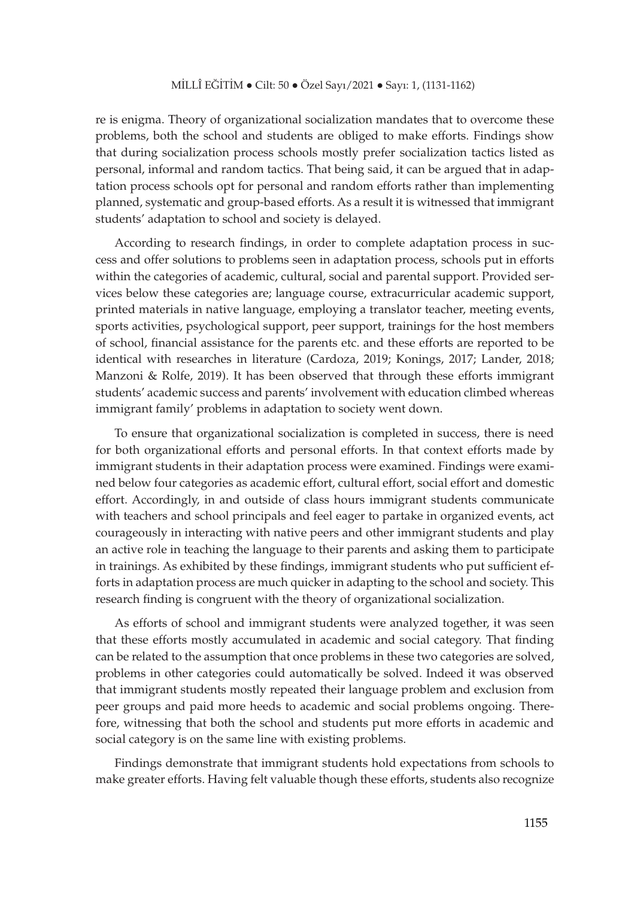re is enigma. Theory of organizational socialization mandates that to overcome these problems, both the school and students are obliged to make efforts. Findings show that during socialization process schools mostly prefer socialization tactics listed as personal, informal and random tactics. That being said, it can be argued that in adaptation process schools opt for personal and random efforts rather than implementing planned, systematic and group-based efforts. As a result it is witnessed that immigrant students' adaptation to school and society is delayed.

According to research findings, in order to complete adaptation process in success and offer solutions to problems seen in adaptation process, schools put in efforts within the categories of academic, cultural, social and parental support. Provided services below these categories are; language course, extracurricular academic support, printed materials in native language, employing a translator teacher, meeting events, sports activities, psychological support, peer support, trainings for the host members of school, financial assistance for the parents etc. and these efforts are reported to be identical with researches in literature (Cardoza, 2019; Konings, 2017; Lander, 2018; Manzoni & Rolfe, 2019). It has been observed that through these efforts immigrant students' academic success and parents' involvement with education climbed whereas immigrant family' problems in adaptation to society went down.

To ensure that organizational socialization is completed in success, there is need for both organizational efforts and personal efforts. In that context efforts made by immigrant students in their adaptation process were examined. Findings were examined below four categories as academic effort, cultural effort, social effort and domestic effort. Accordingly, in and outside of class hours immigrant students communicate with teachers and school principals and feel eager to partake in organized events, act courageously in interacting with native peers and other immigrant students and play an active role in teaching the language to their parents and asking them to participate in trainings. As exhibited by these findings, immigrant students who put sufficient efforts in adaptation process are much quicker in adapting to the school and society. This research finding is congruent with the theory of organizational socialization.

As efforts of school and immigrant students were analyzed together, it was seen that these efforts mostly accumulated in academic and social category. That finding can be related to the assumption that once problems in these two categories are solved, problems in other categories could automatically be solved. Indeed it was observed that immigrant students mostly repeated their language problem and exclusion from peer groups and paid more heeds to academic and social problems ongoing. Therefore, witnessing that both the school and students put more efforts in academic and social category is on the same line with existing problems.

Findings demonstrate that immigrant students hold expectations from schools to make greater efforts. Having felt valuable though these efforts, students also recognize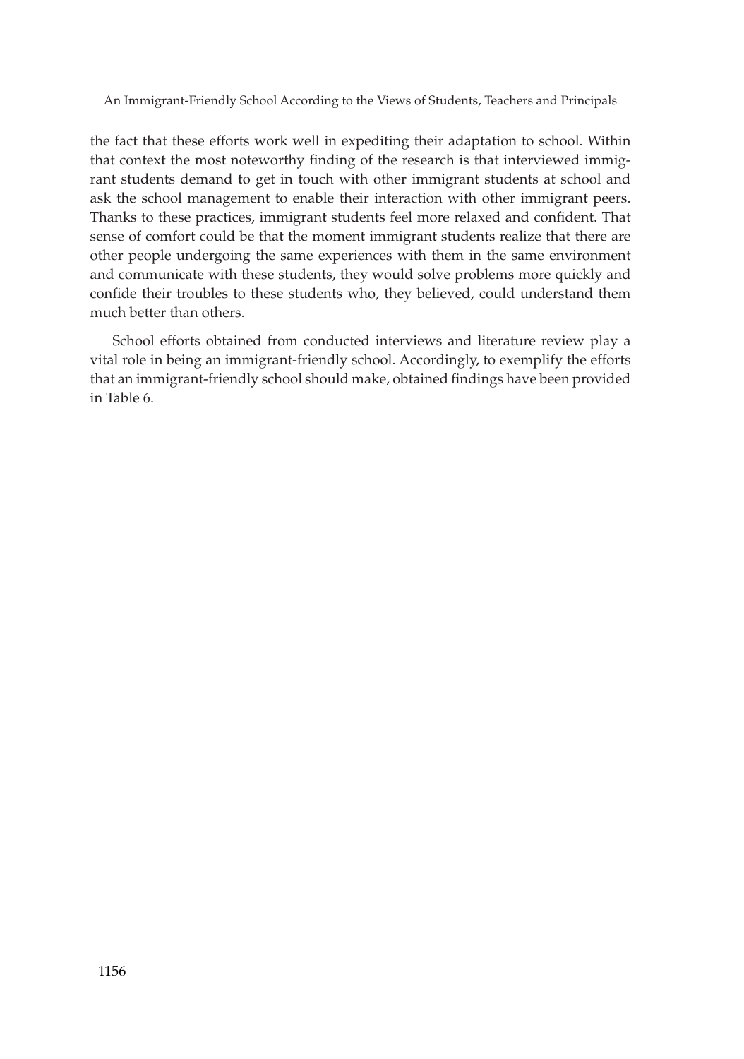the fact that these efforts work well in expediting their adaptation to school. Within that context the most noteworthy finding of the research is that interviewed immigrant students demand to get in touch with other immigrant students at school and ask the school management to enable their interaction with other immigrant peers. Thanks to these practices, immigrant students feel more relaxed and confident. That sense of comfort could be that the moment immigrant students realize that there are other people undergoing the same experiences with them in the same environment and communicate with these students, they would solve problems more quickly and confide their troubles to these students who, they believed, could understand them much better than others.

School efforts obtained from conducted interviews and literature review play a vital role in being an immigrant-friendly school. Accordingly, to exemplify the efforts that an immigrant-friendly school should make, obtained findings have been provided in Table 6.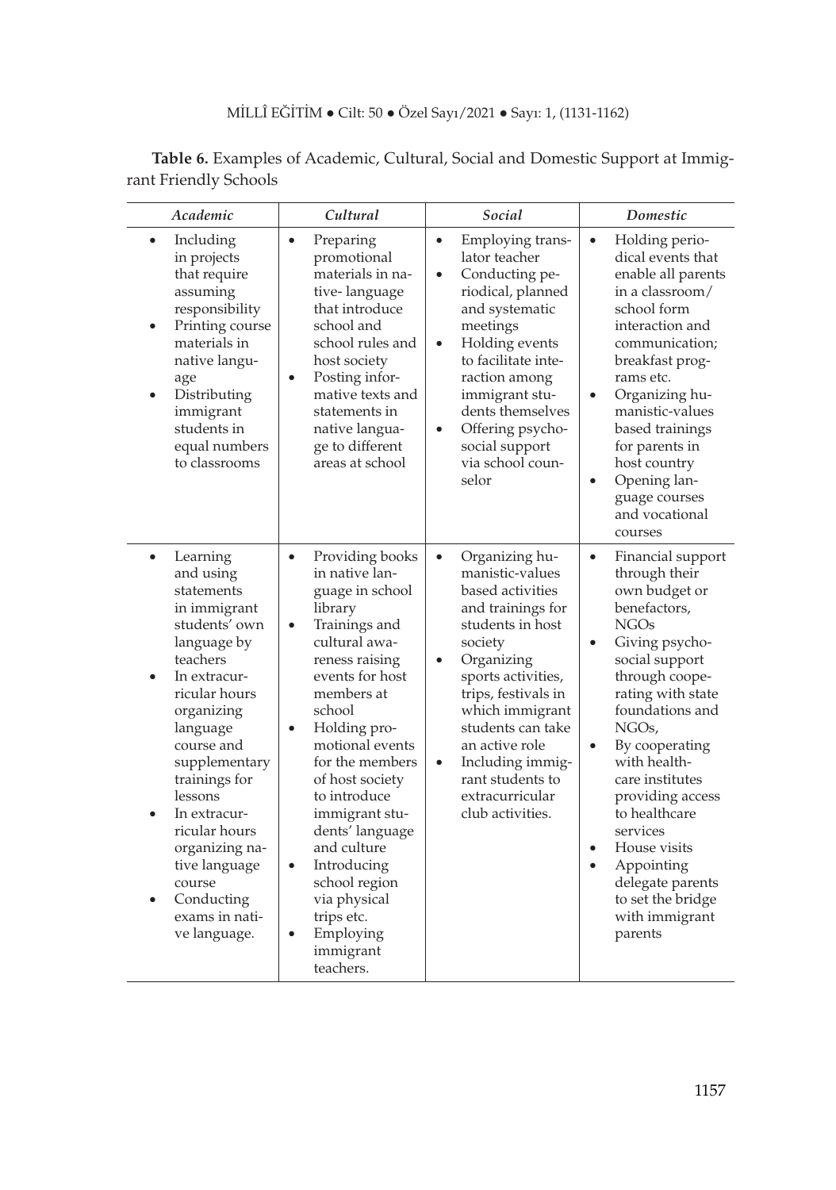**Table 6.** Examples of Academic, Cultural, Social and Domestic Support at Immigrant Friendly Schools

| *Academic* | *Cultural* | *Social* | *Domestic* |
|---|---|---|---|
| • Including in projects that require assuming responsibility<br>• Printing course materials in native language<br>• Distributing immigrant students in equal numbers to classrooms | • Preparing promotional materials in native- language that introduce school and school rules and host society<br>• Posting informative texts and statements in native language to different areas at school | • Employing translator teacher<br>• Conducting periodical, planned and systematic meetings<br>• Holding events to facilitate interaction among immigrant students themselves<br>• Offering psychosocial support via school counselor | • Holding periodical events that enable all parents in a classroom/ school form interaction and communication; breakfast programs etc.<br>• Organizing humanistic-values based trainings for parents in host country<br>• Opening language courses and vocational courses |
| • Learning and using statements in immigrant students' own language by teachers<br>• In extracurricular hours organizing language course and supplementary trainings for lessons<br>• In extracurricular hours organizing native language course<br>• Conducting exams in native language. | • Providing books in native language in school library<br>• Trainings and cultural awareness raising events for host members at school<br>• Holding promotional events for the members of host society to introduce immigrant students' language and culture<br>• Introducing school region via physical trips etc.<br>• Employing immigrant teachers. | • Organizing humanistic-values based activities and trainings for students in host society<br>• Organizing sports activities, trips, festivals in which immigrant students can take an active role<br>• Including immigrant students to extracurricular club activities. | • Financial support through their own budget or benefactors, NGOs<br>• Giving psychosocial support through cooperating with state foundations and NGOs,<br>• By cooperating with healthcare institutes providing access to healthcare services<br>• House visits<br>• Appointing delegate parents to set the bridge with immigrant parents |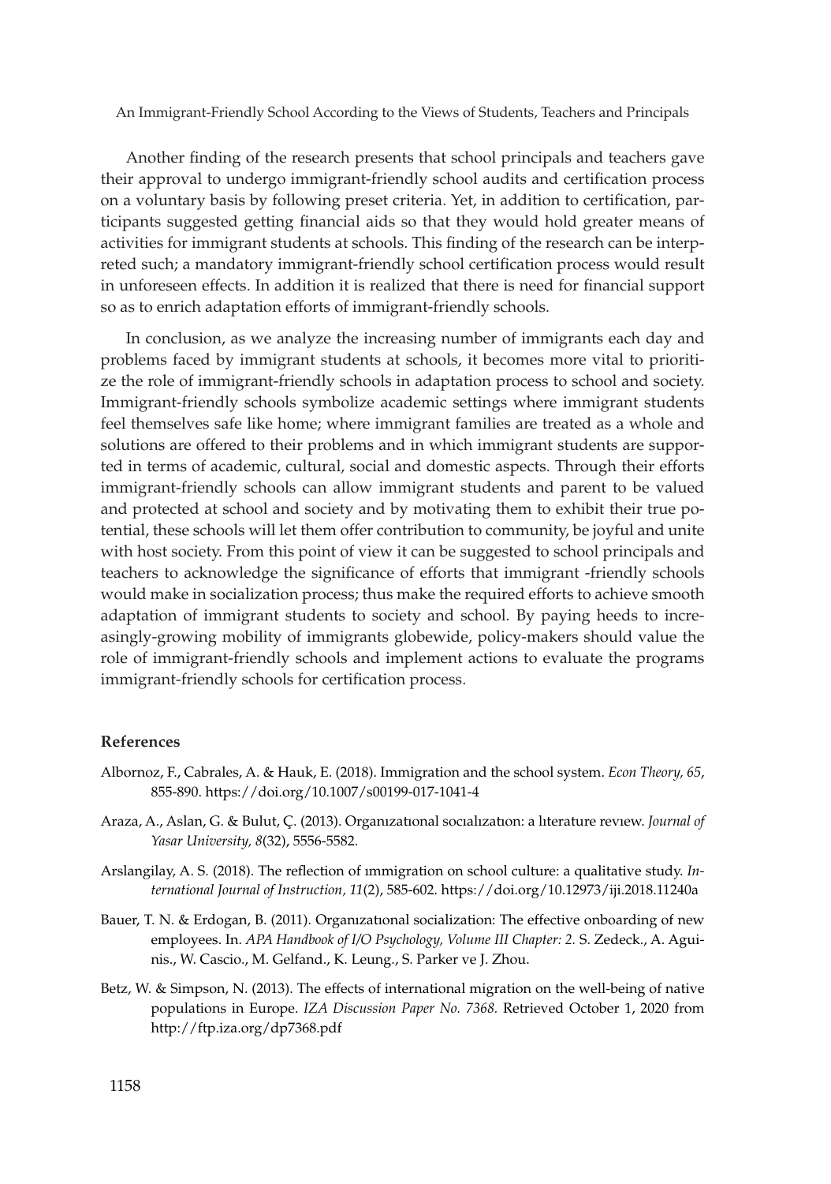Another finding of the research presents that school principals and teachers gave their approval to undergo immigrant-friendly school audits and certification process on a voluntary basis by following preset criteria. Yet, in addition to certification, participants suggested getting financial aids so that they would hold greater means of activities for immigrant students at schools. This finding of the research can be interpreted such; a mandatory immigrant-friendly school certification process would result in unforeseen effects. In addition it is realized that there is need for financial support so as to enrich adaptation efforts of immigrant-friendly schools.

In conclusion, as we analyze the increasing number of immigrants each day and problems faced by immigrant students at schools, it becomes more vital to prioritize the role of immigrant-friendly schools in adaptation process to school and society. Immigrant-friendly schools symbolize academic settings where immigrant students feel themselves safe like home; where immigrant families are treated as a whole and solutions are offered to their problems and in which immigrant students are supported in terms of academic, cultural, social and domestic aspects. Through their efforts immigrant-friendly schools can allow immigrant students and parent to be valued and protected at school and society and by motivating them to exhibit their true potential, these schools will let them offer contribution to community, be joyful and unite with host society. From this point of view it can be suggested to school principals and teachers to acknowledge the significance of efforts that immigrant -friendly schools would make in socialization process; thus make the required efforts to achieve smooth adaptation of immigrant students to society and school. By paying heeds to increasingly-growing mobility of immigrants globewide, policy-makers should value the role of immigrant-friendly schools and implement actions to evaluate the programs immigrant-friendly schools for certification process.

### References

Albornoz, F., Cabrales, A. & Hauk, E. (2018). Immigration and the school system. *Econ Theory, 65*, 855-890. https://doi.org/10.1007/s00199-017-1041-4

Araza, A., Aslan, G. & Bulut, Ç. (2013). Organızatıonal socıalızatıon: a lıterature revıew. *Journal of Yasar University, 8*(32), 5556-5582.

Arslangilay, A. S. (2018). The reflection of ımmigration on school culture: a qualitative study. *International Journal of Instruction, 11*(2), 585-602. https://doi.org/10.12973/iji.2018.11240a

Bauer, T. N. & Erdogan, B. (2011). Organızatıonal socialization: The effective onboarding of new employees. In. *APA Handbook of I/O Psychology, Volume III Chapter: 2.* S. Zedeck., A. Aguinis., W. Cascio., M. Gelfand., K. Leung., S. Parker ve J. Zhou.

Betz, W. & Simpson, N. (2013). The effects of international migration on the well-being of native populations in Europe. *IZA Discussion Paper No. 7368.* Retrieved October 1, 2020 from http://ftp.iza.org/dp7368.pdf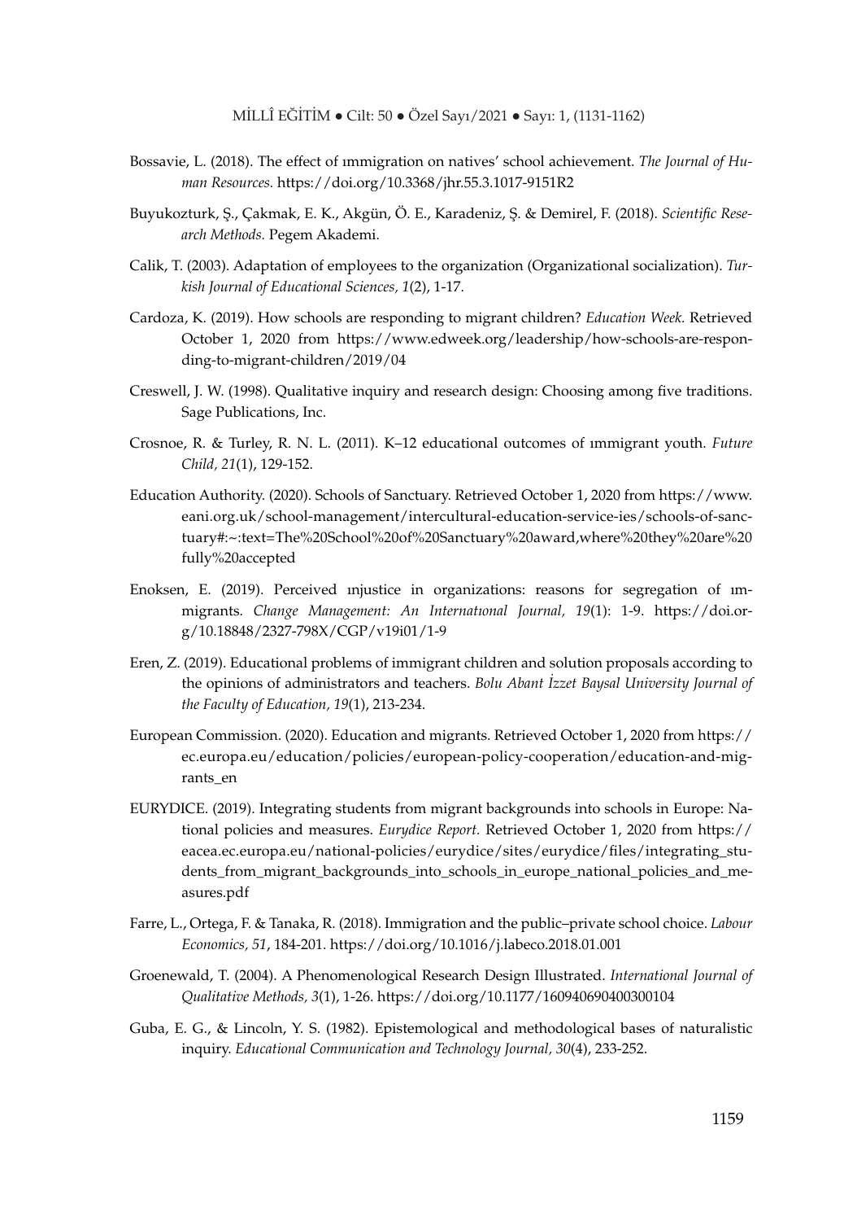Bossavie, L. (2018). The effect of ımmigration on natives' school achievement. *The Journal of Human Resources.* https://doi.org/10.3368/jhr.55.3.1017-9151R2

Buyukozturk, Ş., Çakmak, E. K., Akgün, Ö. E., Karadeniz, Ş. & Demirel, F. (2018). *Scientific Research Methods.* Pegem Akademi.

Calik, T. (2003). Adaptation of employees to the organization (Organizational socialization). *Turkish Journal of Educational Sciences, 1*(2), 1-17.

Cardoza, K. (2019). How schools are responding to migrant children? *Education Week.* Retrieved October 1, 2020 from https://www.edweek.org/leadership/how-schools-are-responding-to-migrant-children/2019/04

Creswell, J. W. (1998). Qualitative inquiry and research design: Choosing among five traditions. Sage Publications, Inc.

Crosnoe, R. & Turley, R. N. L. (2011). K–12 educational outcomes of ımmigrant youth. *Future Child, 21*(1), 129-152.

Education Authority. (2020). Schools of Sanctuary. Retrieved October 1, 2020 from https://www.eani.org.uk/school-management/intercultural-education-service-ies/schools-of-sanctuary#:~:text=The%20School%20of%20Sanctuary%20award,where%20they%20are%20fully%20accepted

Enoksen, E. (2019). Perceived ınjustice in organizations: reasons for segregation of ımmigrants. *Change Management: An Internatıonal Journal, 19*(1): 1-9. https://doi.org/10.18848/2327-798X/CGP/v19i01/1-9

Eren, Z. (2019). Educational problems of immigrant children and solution proposals according to the opinions of administrators and teachers. *Bolu Abant İzzet Baysal University Journal of the Faculty of Education, 19*(1), 213-234.

European Commission. (2020). Education and migrants. Retrieved October 1, 2020 from https://ec.europa.eu/education/policies/european-policy-cooperation/education-and-migrants_en

EURYDICE. (2019). Integrating students from migrant backgrounds into schools in Europe: National policies and measures. *Eurydice Report.* Retrieved October 1, 2020 from https://eacea.ec.europa.eu/national-policies/eurydice/sites/eurydice/files/integrating_students_from_migrant_backgrounds_into_schools_in_europe_national_policies_and_measures.pdf

Farre, L., Ortega, F. & Tanaka, R. (2018). Immigration and the public–private school choice. *Labour Economics, 51*, 184-201. https://doi.org/10.1016/j.labeco.2018.01.001

Groenewald, T. (2004). A Phenomenological Research Design Illustrated. *International Journal of Qualitative Methods, 3*(1), 1-26. https://doi.org/10.1177/160940690400300104

Guba, E. G., & Lincoln, Y. S. (1982). Epistemological and methodological bases of naturalistic inquiry. *Educational Communication and Technology Journal, 30*(4), 233-252.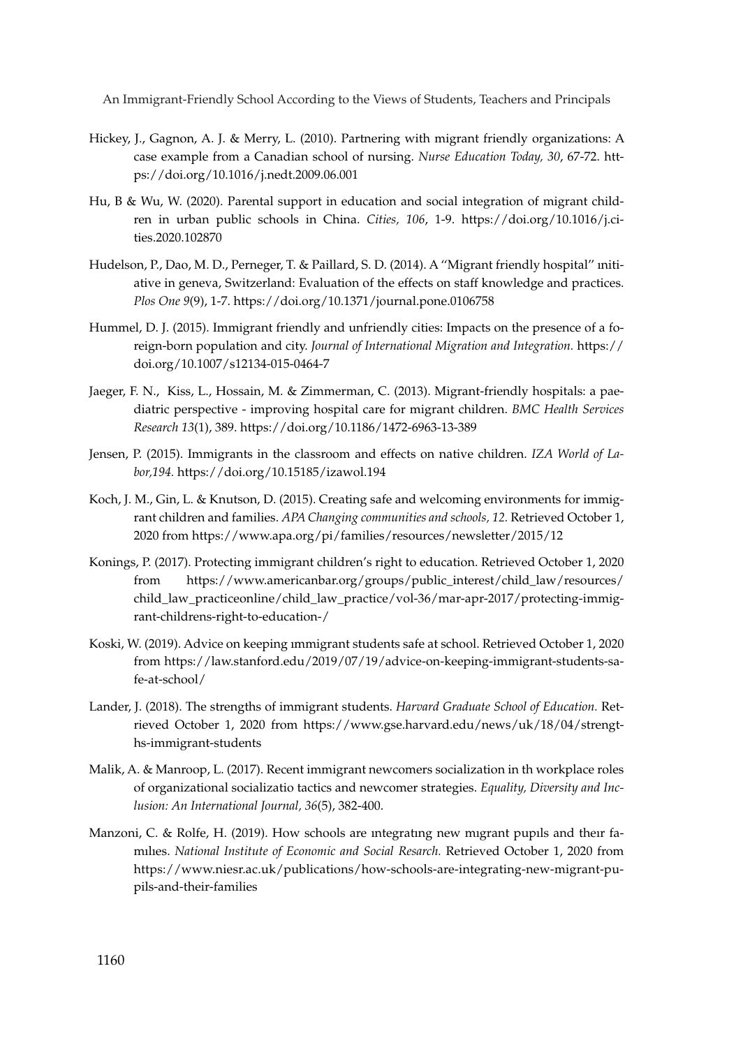Hickey, J., Gagnon, A. J. & Merry, L. (2010). Partnering with migrant friendly organizations: A case example from a Canadian school of nursing. *Nurse Education Today, 30*, 67-72. https://doi.org/10.1016/j.nedt.2009.06.001

Hu, B & Wu, W. (2020). Parental support in education and social integration of migrant children in urban public schools in China. *Cities, 106*, 1-9. https://doi.org/10.1016/j.cities.2020.102870

Hudelson, P., Dao, M. D., Perneger, T. & Paillard, S. D. (2014). A "Migrant friendly hospital" ınitiative in geneva, Switzerland: Evaluation of the effects on staff knowledge and practices. *Plos One 9*(9), 1-7. https://doi.org/10.1371/journal.pone.0106758

Hummel, D. J. (2015). Immigrant friendly and unfriendly cities: Impacts on the presence of a foreign-born population and city. *Journal of International Migration and Integration.* https://doi.org/10.1007/s12134-015-0464-7

Jaeger, F. N., Kiss, L., Hossain, M. & Zimmerman, C. (2013). Migrant-friendly hospitals: a paediatric perspective - improving hospital care for migrant children. *BMC Health Services Research 13*(1), 389. https://doi.org/10.1186/1472-6963-13-389

Jensen, P. (2015). Immigrants in the classroom and effects on native children. *IZA World of Labor,194.* https://doi.org/10.15185/izawol.194

Koch, J. M., Gin, L. & Knutson, D. (2015). Creating safe and welcoming environments for immigrant children and families. *APA Changing communities and schools, 12.* Retrieved October 1, 2020 from https://www.apa.org/pi/families/resources/newsletter/2015/12

Konings, P. (2017). Protecting immigrant children's right to education. Retrieved October 1, 2020 from https://www.americanbar.org/groups/public_interest/child_law/resources/child_law_practiceonline/child_law_practice/vol-36/mar-apr-2017/protecting-immigrant-childrens-right-to-education-/

Koski, W. (2019). Advice on keeping ımmigrant students safe at school. Retrieved October 1, 2020 from https://law.stanford.edu/2019/07/19/advice-on-keeping-immigrant-students-safe-at-school/

Lander, J. (2018). The strengths of immigrant students. *Harvard Graduate School of Education*. Retrieved October 1, 2020 from https://www.gse.harvard.edu/news/uk/18/04/strengths-immigrant-students

Malik, A. & Manroop, L. (2017). Recent immigrant newcomers socialization in th workplace roles of organizational socializatio tactics and newcomer strategies. *Equality, Diversity and Inclusion: An International Journal, 36*(5), 382-400.

Manzoni, C. & Rolfe, H. (2019). How schools are ıntegratıng new mıgrant pupıls and theır famılıes. *National Institute of Economic and Social Resarch.* Retrieved October 1, 2020 from https://www.niesr.ac.uk/publications/how-schools-are-integrating-new-migrant-pupils-and-their-families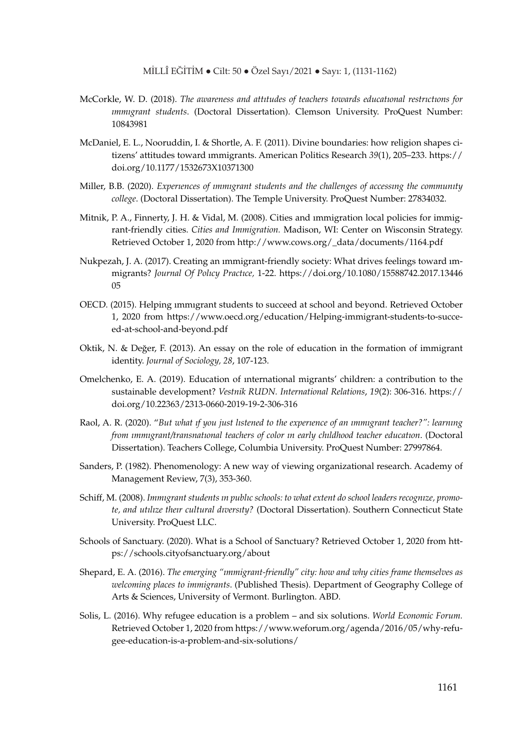McCorkle, W. D. (2018). *The awareness and attıtudes of teachers towards educatıonal restrıctıons for ımmıgrant students*. (Doctoral Dissertation). Clemson University. ProQuest Number: 10843981

McDaniel, E. L., Nooruddin, I. & Shortle, A. F. (2011). Divine boundaries: how religion shapes citizens' attitudes toward ımmigrants. American Politics Research *39*(1), 205–233. https://doi.org/10.1177/1532673X10371300

Miller, B.B. (2020). *Experıences of ımmıgrant students and the challenges of accessıng the communıty college*. (Doctoral Dissertation). The Temple University. ProQuest Number: 27834032.

Mitnik, P. A., Finnerty, J. H. & Vidal, M. (2008). Cities and ımmigration local policies for immigrant-friendly cities. *Cities and Immigration.* Madison, WI: Center on Wisconsin Strategy. Retrieved October 1, 2020 from http://www.cows.org/_data/documents/1164.pdf

Nukpezah, J. A. (2017). Creating an ımmigrant-friendly society: What drives feelings toward ımmigrants? *Journal Of Polıcy Practıce,* 1-22. https://doi.org/10.1080/15588742.2017.1344605

OECD. (2015). Helping ımmıgrant students to succeed at school and beyond. Retrieved October 1, 2020 from https://www.oecd.org/education/Helping-immigrant-students-to-succeed-at-school-and-beyond.pdf

Oktik, N. & Değer, F. (2013). An essay on the role of education in the formation of immigrant identity. *Journal of Sociology, 28*, 107-123.

Omelchenko, E. A. (2019). Education of ınternational migrants' children: a contribution to the sustainable development? *Vestnik RUDN. International Relations*, *19*(2): 306-316. https://doi.org/10.22363/2313-0660-2019-19-2-306-316

Raol, A. R. (2020). "*But what ıf you just lıstened to the experıence of an ımmıgrant teacher?": learnıng from ımmıgrant/transnatıonal teachers of color ın early chıldhood teacher educatıon*. (Doctoral Dissertation). Teachers College, Columbia University. ProQuest Number: 27997864.

Sanders, P. (1982). Phenomenology: A new way of viewing organizational research. Academy of Management Review, 7(3), 353-360.

Schiff, M. (2008). *Immıgrant students ın publıc schools: to what extent do school leaders recognıze, promote, and utılıze theır cultural dıversıty?* (Doctoral Dissertation). Southern Connecticut State University. ProQuest LLC.

Schools of Sanctuary. (2020). What is a School of Sanctuary? Retrieved October 1, 2020 from https://schools.cityofsanctuary.org/about

Shepard, E. A. (2016). *The emerging "ımmigrant-friendly" city: how and why cities frame themselves as welcoming places to immigrants.* (Published Thesis). Department of Geography College of Arts & Sciences, University of Vermont. Burlington. ABD.

Solis, L. (2016). Why refugee education is a problem – and six solutions. *World Economic Forum.* Retrieved October 1, 2020 from https://www.weforum.org/agenda/2016/05/why-refugee-education-is-a-problem-and-six-solutions/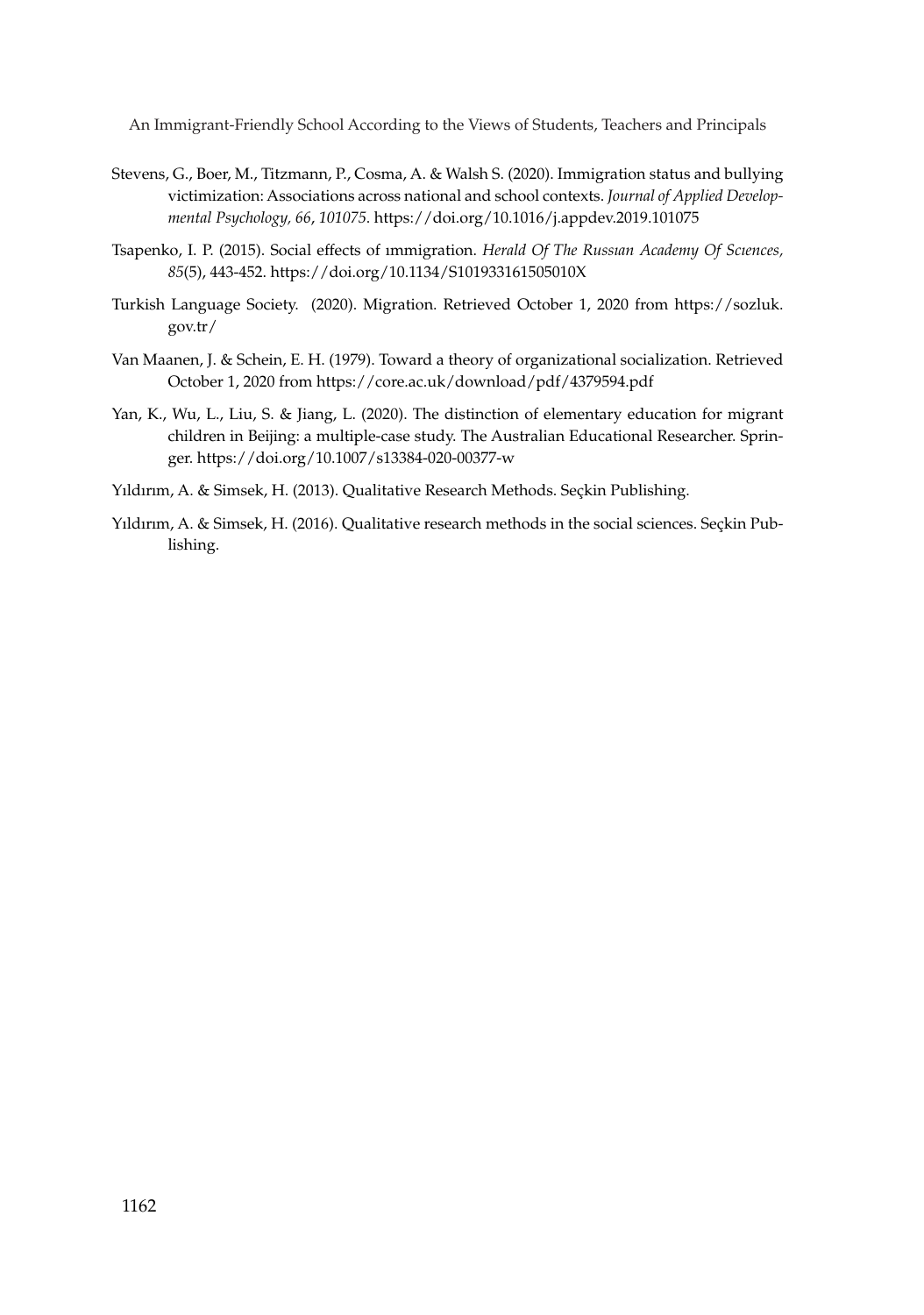Stevens, G., Boer, M., Titzmann, P., Cosma, A. & Walsh S. (2020). Immigration status and bullying victimization: Associations across national and school contexts. *Journal of Applied Developmental Psychology, 66*, *101075*. https://doi.org/10.1016/j.appdev.2019.101075

Tsapenko, I. P. (2015). Social effects of ımmigration. *Herald Of The Russıan Academy Of Scıences, 85*(5), 443-452. https://doi.org/10.1134/S101933161505010X

Turkish Language Society. (2020). Migration. Retrieved October 1, 2020 from https://sozluk.gov.tr/

Van Maanen, J. & Schein, E. H. (1979). Toward a theory of organizational socialization. Retrieved October 1, 2020 from https://core.ac.uk/download/pdf/4379594.pdf

Yan, K., Wu, L., Liu, S. & Jiang, L. (2020). The distinction of elementary education for migrant children in Beijing: a multiple-case study. The Australian Educational Researcher. Springer. https://doi.org/10.1007/s13384-020-00377-w

Yıldırım, A. & Simsek, H. (2013). Qualitative Research Methods. Seçkin Publishing.

Yıldırım, A. & Simsek, H. (2016). Qualitative research methods in the social sciences. Seçkin Publishing.